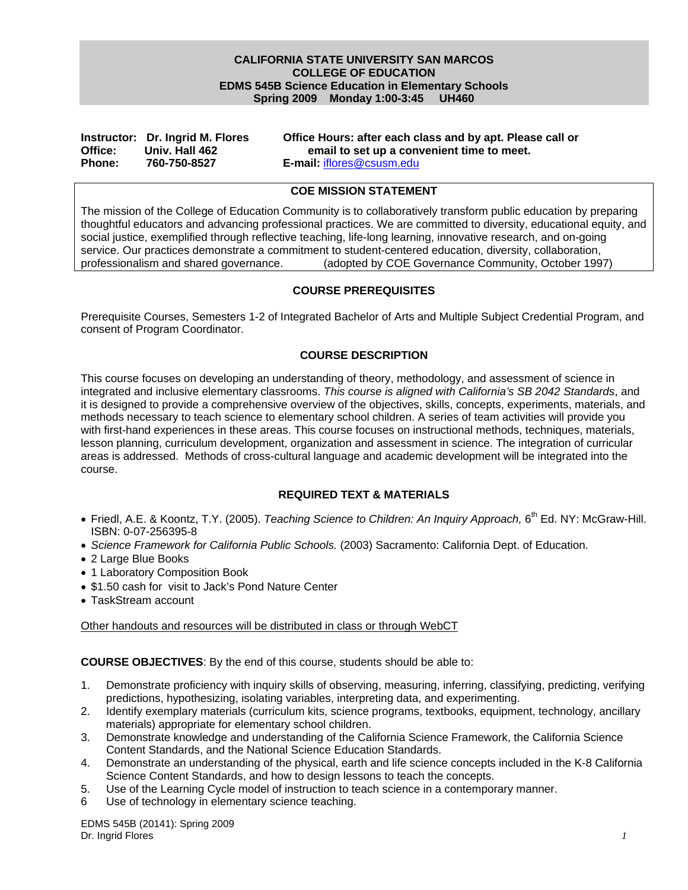**CALIFORNIA STATE UNIVERSITY SAN MARCOS**
**COLLEGE OF EDUCATION**
**EDMS 545B Science Education in Elementary Schools**
**Spring 2009 Monday 1:00-3:45 UH460**

**Instructor:** **Dr. Ingrid M. Flores**
**Office:** **Univ. Hall 462**
**Phone:** **760-750-8527**

**Office Hours: after each class and by apt. Please call or email to set up a convenient time to meet.**
**E-mail:** iflores@csusm.edu

## COE MISSION STATEMENT

The mission of the College of Education Community is to collaboratively transform public education by preparing thoughtful educators and advancing professional practices. We are committed to diversity, educational equity, and social justice, exemplified through reflective teaching, life-long learning, innovative research, and on-going service. Our practices demonstrate a commitment to student-centered education, diversity, collaboration, professionalism and shared governance. (adopted by COE Governance Community, October 1997)

## COURSE PREREQUISITES

Prerequisite Courses, Semesters 1-2 of Integrated Bachelor of Arts and Multiple Subject Credential Program, and consent of Program Coordinator.

## COURSE DESCRIPTION

This course focuses on developing an understanding of theory, methodology, and assessment of science in integrated and inclusive elementary classrooms. *This course is aligned with California's SB 2042 Standards*, and it is designed to provide a comprehensive overview of the objectives, skills, concepts, experiments, materials, and methods necessary to teach science to elementary school children. A series of team activities will provide you with first-hand experiences in these areas. This course focuses on instructional methods, techniques, materials, lesson planning, curriculum development, organization and assessment in science. The integration of curricular areas is addressed. Methods of cross-cultural language and academic development will be integrated into the course.

## REQUIRED TEXT & MATERIALS

- Friedl, A.E. & Koontz, T.Y. (2005). *Teaching Science to Children: An Inquiry Approach,* 6th Ed. NY: McGraw-Hill. ISBN: 0-07-256395-8
- *Science Framework for California Public Schools.* (2003) Sacramento: California Dept. of Education.
- 2 Large Blue Books
- 1 Laboratory Composition Book
- $1.50 cash for visit to Jack's Pond Nature Center
- TaskStream account

Other handouts and resources will be distributed in class or through WebCT

**COURSE OBJECTIVES**: By the end of this course, students should be able to:

1. Demonstrate proficiency with inquiry skills of observing, measuring, inferring, classifying, predicting, verifying predictions, hypothesizing, isolating variables, interpreting data, and experimenting.
2. Identify exemplary materials (curriculum kits, science programs, textbooks, equipment, technology, ancillary materials) appropriate for elementary school children.
3. Demonstrate knowledge and understanding of the California Science Framework, the California Science Content Standards, and the National Science Education Standards.
4. Demonstrate an understanding of the physical, earth and life science concepts included in the K-8 California Science Content Standards, and how to design lessons to teach the concepts.
5. Use of the Learning Cycle model of instruction to teach science in a contemporary manner.
6. Use of technology in elementary science teaching.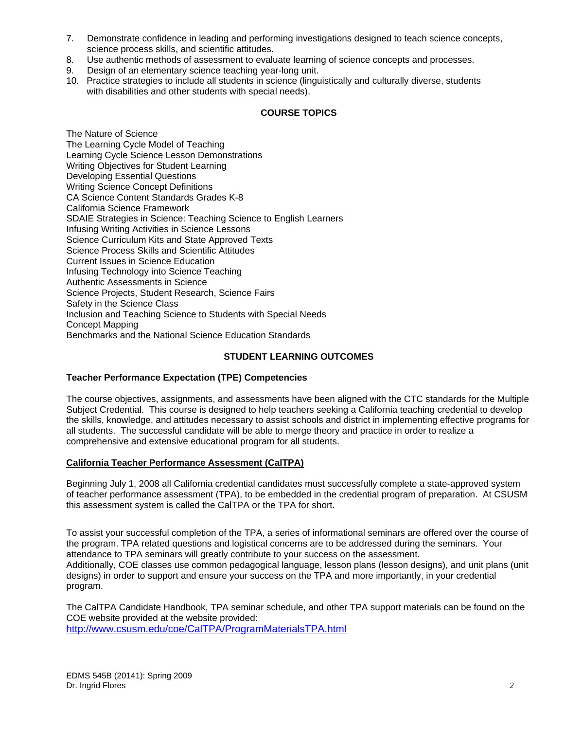7. Demonstrate confidence in leading and performing investigations designed to teach science concepts, science process skills, and scientific attitudes.
8. Use authentic methods of assessment to evaluate learning of science concepts and processes.
9. Design of an elementary science teaching year-long unit.
10. Practice strategies to include all students in science (linguistically and culturally diverse, students with disabilities and other students with special needs).

## COURSE TOPICS

The Nature of Science
The Learning Cycle Model of Teaching
Learning Cycle Science Lesson Demonstrations
Writing Objectives for Student Learning
Developing Essential Questions
Writing Science Concept Definitions
CA Science Content Standards Grades K-8
California Science Framework
SDAIE Strategies in Science: Teaching Science to English Learners
Infusing Writing Activities in Science Lessons
Science Curriculum Kits and State Approved Texts
Science Process Skills and Scientific Attitudes
Current Issues in Science Education
Infusing Technology into Science Teaching
Authentic Assessments in Science
Science Projects, Student Research, Science Fairs
Safety in the Science Class
Inclusion and Teaching Science to Students with Special Needs
Concept Mapping
Benchmarks and the National Science Education Standards

## STUDENT LEARNING OUTCOMES

### Teacher Performance Expectation (TPE) Competencies

The course objectives, assignments, and assessments have been aligned with the CTC standards for the Multiple Subject Credential. This course is designed to help teachers seeking a California teaching credential to develop the skills, knowledge, and attitudes necessary to assist schools and district in implementing effective programs for all students. The successful candidate will be able to merge theory and practice in order to realize a comprehensive and extensive educational program for all students.

### California Teacher Performance Assessment (CalTPA)

Beginning July 1, 2008 all California credential candidates must successfully complete a state-approved system of teacher performance assessment (TPA), to be embedded in the credential program of preparation. At CSUSM this assessment system is called the CalTPA or the TPA for short.

To assist your successful completion of the TPA, a series of informational seminars are offered over the course of the program. TPA related questions and logistical concerns are to be addressed during the seminars. Your attendance to TPA seminars will greatly contribute to your success on the assessment.
Additionally, COE classes use common pedagogical language, lesson plans (lesson designs), and unit plans (unit designs) in order to support and ensure your success on the TPA and more importantly, in your credential program.

The CalTPA Candidate Handbook, TPA seminar schedule, and other TPA support materials can be found on the COE website provided at the website provided:
http://www.csusm.edu/coe/CalTPA/ProgramMaterialsTPA.html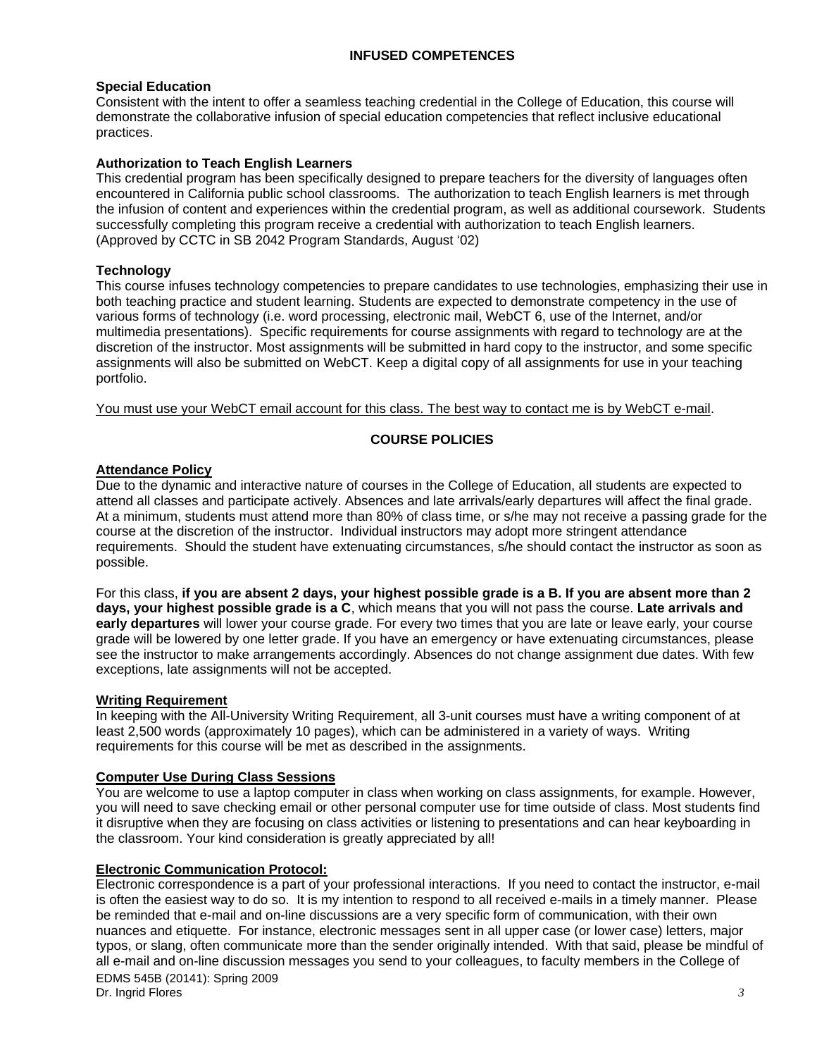## INFUSED COMPETENCES

### Special Education

Consistent with the intent to offer a seamless teaching credential in the College of Education, this course will demonstrate the collaborative infusion of special education competencies that reflect inclusive educational practices.

### Authorization to Teach English Learners

This credential program has been specifically designed to prepare teachers for the diversity of languages often encountered in California public school classrooms. The authorization to teach English learners is met through the infusion of content and experiences within the credential program, as well as additional coursework. Students successfully completing this program receive a credential with authorization to teach English learners. (Approved by CCTC in SB 2042 Program Standards, August '02)

### Technology

This course infuses technology competencies to prepare candidates to use technologies, emphasizing their use in both teaching practice and student learning. Students are expected to demonstrate competency in the use of various forms of technology (i.e. word processing, electronic mail, WebCT 6, use of the Internet, and/or multimedia presentations). Specific requirements for course assignments with regard to technology are at the discretion of the instructor. Most assignments will be submitted in hard copy to the instructor, and some specific assignments will also be submitted on WebCT. Keep a digital copy of all assignments for use in your teaching portfolio.

You must use your WebCT email account for this class. The best way to contact me is by WebCT e-mail.

## COURSE POLICIES

### Attendance Policy

Due to the dynamic and interactive nature of courses in the College of Education, all students are expected to attend all classes and participate actively. Absences and late arrivals/early departures will affect the final grade. At a minimum, students must attend more than 80% of class time, or s/he may not receive a passing grade for the course at the discretion of the instructor. Individual instructors may adopt more stringent attendance requirements. Should the student have extenuating circumstances, s/he should contact the instructor as soon as possible.

For this class, **if you are absent 2 days, your highest possible grade is a B. If you are absent more than 2 days, your highest possible grade is a C**, which means that you will not pass the course. **Late arrivals and early departures** will lower your course grade. For every two times that you are late or leave early, your course grade will be lowered by one letter grade. If you have an emergency or have extenuating circumstances, please see the instructor to make arrangements accordingly. Absences do not change assignment due dates. With few exceptions, late assignments will not be accepted.

### Writing Requirement

In keeping with the All-University Writing Requirement, all 3-unit courses must have a writing component of at least 2,500 words (approximately 10 pages), which can be administered in a variety of ways. Writing requirements for this course will be met as described in the assignments.

### Computer Use During Class Sessions

You are welcome to use a laptop computer in class when working on class assignments, for example. However, you will need to save checking email or other personal computer use for time outside of class. Most students find it disruptive when they are focusing on class activities or listening to presentations and can hear keyboarding in the classroom. Your kind consideration is greatly appreciated by all!

### Electronic Communication Protocol:

Electronic correspondence is a part of your professional interactions. If you need to contact the instructor, e-mail is often the easiest way to do so. It is my intention to respond to all received e-mails in a timely manner. Please be reminded that e-mail and on-line discussions are a very specific form of communication, with their own nuances and etiquette. For instance, electronic messages sent in all upper case (or lower case) letters, major typos, or slang, often communicate more than the sender originally intended. With that said, please be mindful of all e-mail and on-line discussion messages you send to your colleagues, to faculty members in the College of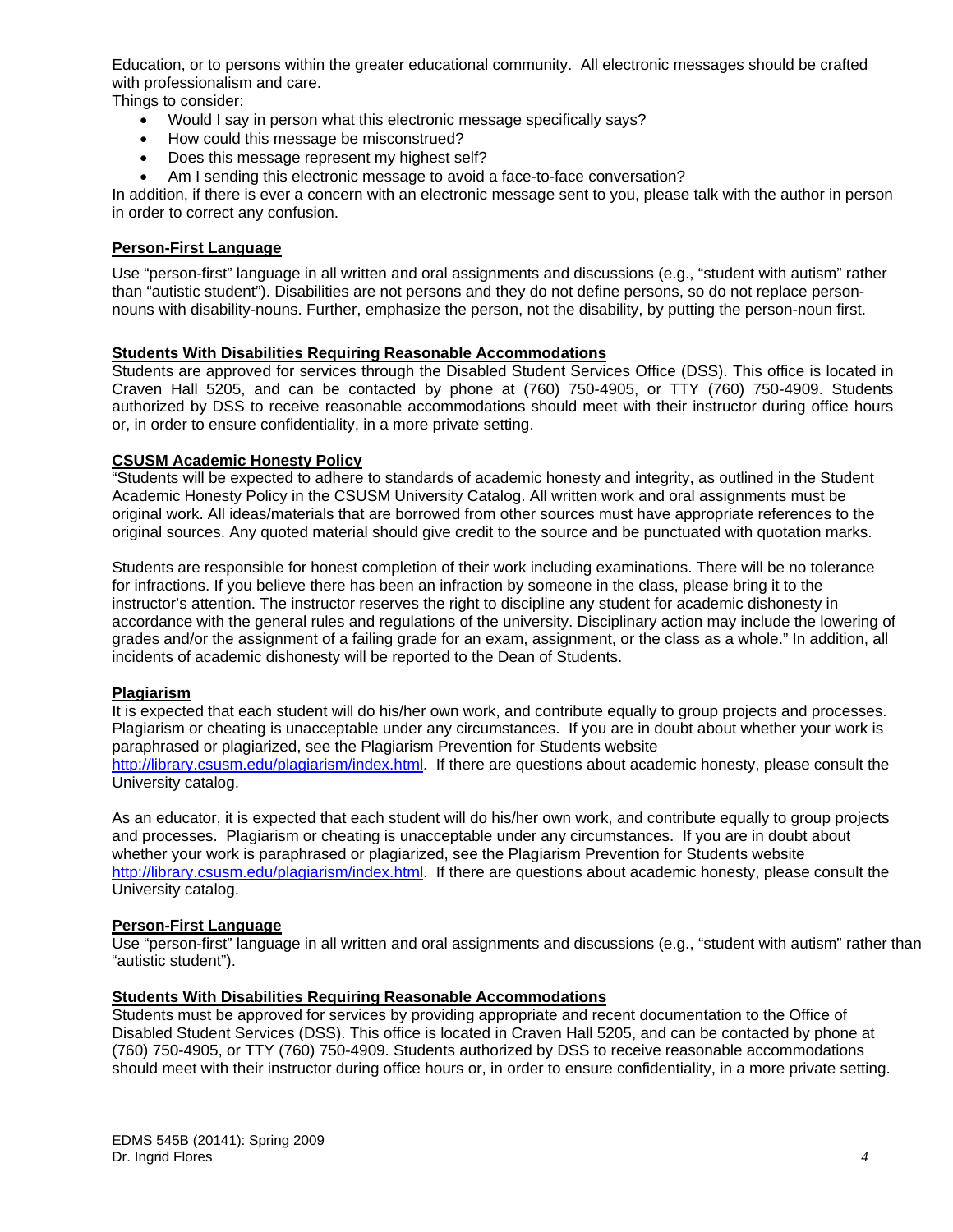Education, or to persons within the greater educational community. All electronic messages should be crafted with professionalism and care.

Things to consider:

- Would I say in person what this electronic message specifically says?
- How could this message be misconstrued?
- Does this message represent my highest self?
- Am I sending this electronic message to avoid a face-to-face conversation?

In addition, if there is ever a concern with an electronic message sent to you, please talk with the author in person in order to correct any confusion.

**Person-First Language**

Use "person-first" language in all written and oral assignments and discussions (e.g., "student with autism" rather than "autistic student"). Disabilities are not persons and they do not define persons, so do not replace person-nouns with disability-nouns. Further, emphasize the person, not the disability, by putting the person-noun first.

**Students With Disabilities Requiring Reasonable Accommodations**

Students are approved for services through the Disabled Student Services Office (DSS). This office is located in Craven Hall 5205, and can be contacted by phone at (760) 750-4905, or TTY (760) 750-4909. Students authorized by DSS to receive reasonable accommodations should meet with their instructor during office hours or, in order to ensure confidentiality, in a more private setting.

**CSUSM Academic Honesty Policy**

"Students will be expected to adhere to standards of academic honesty and integrity, as outlined in the Student Academic Honesty Policy in the CSUSM University Catalog. All written work and oral assignments must be original work. All ideas/materials that are borrowed from other sources must have appropriate references to the original sources. Any quoted material should give credit to the source and be punctuated with quotation marks.

Students are responsible for honest completion of their work including examinations. There will be no tolerance for infractions. If you believe there has been an infraction by someone in the class, please bring it to the instructor's attention. The instructor reserves the right to discipline any student for academic dishonesty in accordance with the general rules and regulations of the university. Disciplinary action may include the lowering of grades and/or the assignment of a failing grade for an exam, assignment, or the class as a whole." In addition, all incidents of academic dishonesty will be reported to the Dean of Students.

**Plagiarism**

It is expected that each student will do his/her own work, and contribute equally to group projects and processes. Plagiarism or cheating is unacceptable under any circumstances. If you are in doubt about whether your work is paraphrased or plagiarized, see the Plagiarism Prevention for Students website http://library.csusm.edu/plagiarism/index.html. If there are questions about academic honesty, please consult the University catalog.

As an educator, it is expected that each student will do his/her own work, and contribute equally to group projects and processes. Plagiarism or cheating is unacceptable under any circumstances. If you are in doubt about whether your work is paraphrased or plagiarized, see the Plagiarism Prevention for Students website http://library.csusm.edu/plagiarism/index.html. If there are questions about academic honesty, please consult the University catalog.

**Person-First Language**

Use "person-first" language in all written and oral assignments and discussions (e.g., "student with autism" rather than "autistic student").

**Students With Disabilities Requiring Reasonable Accommodations**

Students must be approved for services by providing appropriate and recent documentation to the Office of Disabled Student Services (DSS). This office is located in Craven Hall 5205, and can be contacted by phone at (760) 750-4905, or TTY (760) 750-4909. Students authorized by DSS to receive reasonable accommodations should meet with their instructor during office hours or, in order to ensure confidentiality, in a more private setting.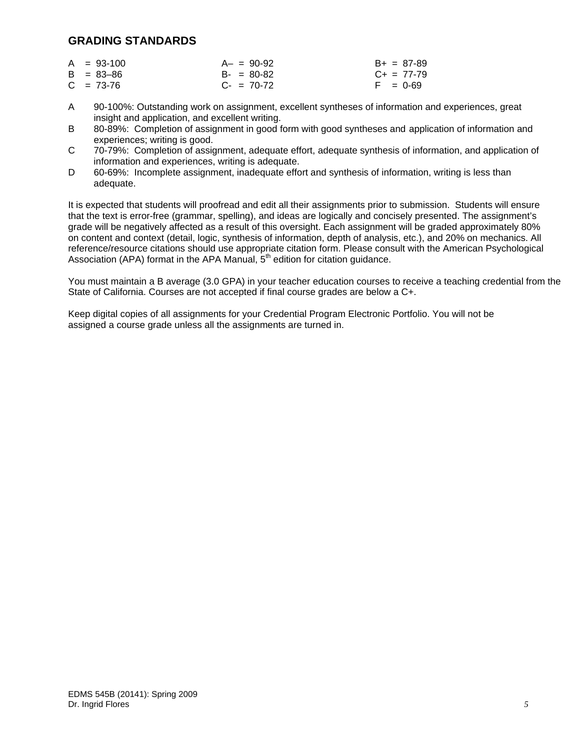## GRADING STANDARDS

| | | |
|---|---|---|
| A = 93-100 | A– = 90-92 | B+ = 87-89 |
| B = 83–86 | B- = 80-82 | C+ = 77-79 |
| C = 73-76 | C- = 70-72 | F = 0-69 |

A 90-100%: Outstanding work on assignment, excellent syntheses of information and experiences, great insight and application, and excellent writing.

B 80-89%: Completion of assignment in good form with good syntheses and application of information and experiences; writing is good.

C 70-79%: Completion of assignment, adequate effort, adequate synthesis of information, and application of information and experiences, writing is adequate.

D 60-69%: Incomplete assignment, inadequate effort and synthesis of information, writing is less than adequate.

It is expected that students will proofread and edit all their assignments prior to submission. Students will ensure that the text is error-free (grammar, spelling), and ideas are logically and concisely presented. The assignment's grade will be negatively affected as a result of this oversight. Each assignment will be graded approximately 80% on content and context (detail, logic, synthesis of information, depth of analysis, etc.), and 20% on mechanics. All reference/resource citations should use appropriate citation form. Please consult with the American Psychological Association (APA) format in the APA Manual, 5th edition for citation guidance.

You must maintain a B average (3.0 GPA) in your teacher education courses to receive a teaching credential from the State of California. Courses are not accepted if final course grades are below a C+.

Keep digital copies of all assignments for your Credential Program Electronic Portfolio. You will not be assigned a course grade unless all the assignments are turned in.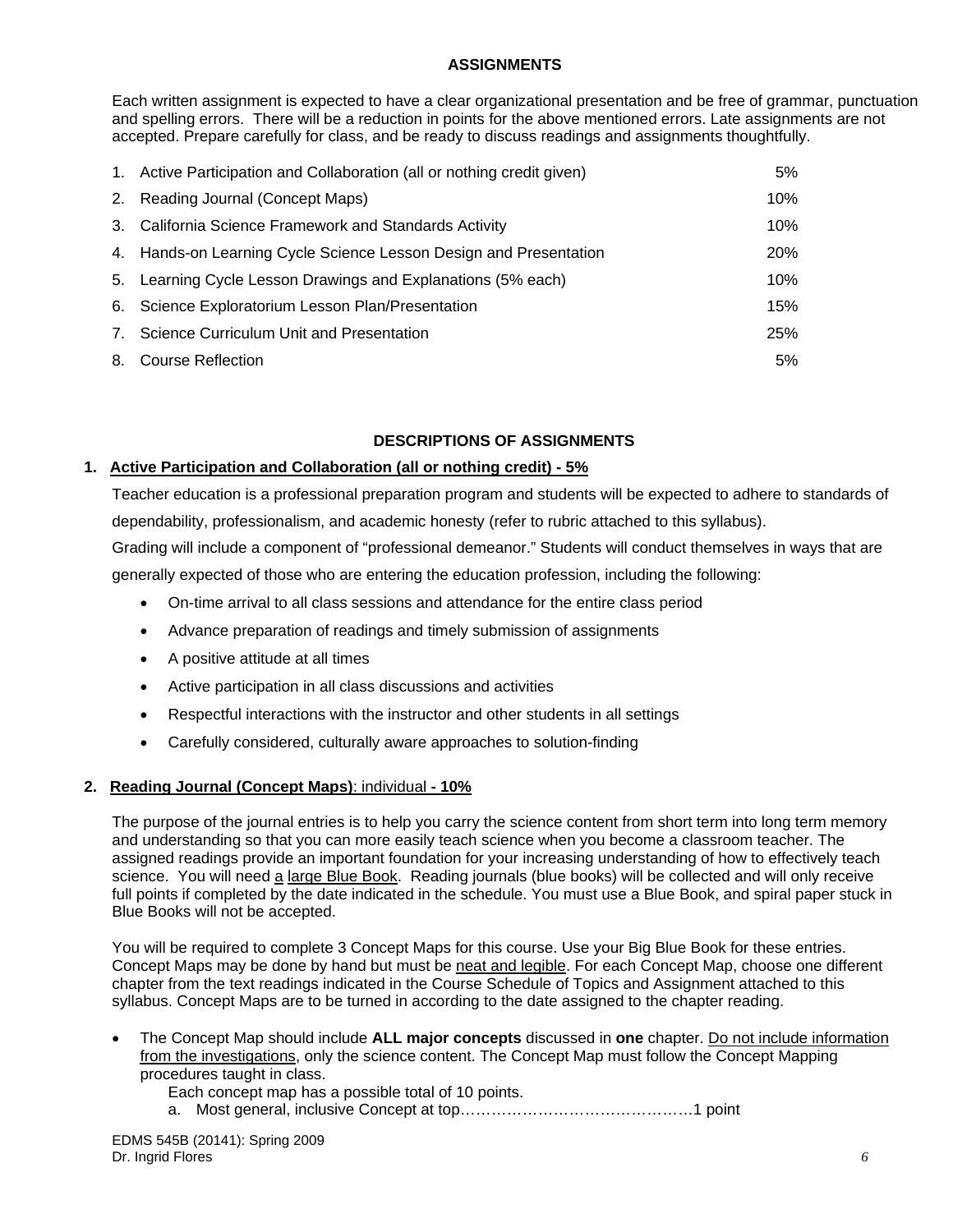## ASSIGNMENTS

Each written assignment is expected to have a clear organizational presentation and be free of grammar, punctuation and spelling errors. There will be a reduction in points for the above mentioned errors. Late assignments are not accepted. Prepare carefully for class, and be ready to discuss readings and assignments thoughtfully.

| | |
|---|---|
| 1. Active Participation and Collaboration (all or nothing credit given) | 5% |
| 2. Reading Journal (Concept Maps) | 10% |
| 3. California Science Framework and Standards Activity | 10% |
| 4. Hands-on Learning Cycle Science Lesson Design and Presentation | 20% |
| 5. Learning Cycle Lesson Drawings and Explanations (5% each) | 10% |
| 6. Science Exploratorium Lesson Plan/Presentation | 15% |
| 7. Science Curriculum Unit and Presentation | 25% |
| 8. Course Reflection | 5% |

## DESCRIPTIONS OF ASSIGNMENTS

### 1. Active Participation and Collaboration (all or nothing credit) - 5%

Teacher education is a professional preparation program and students will be expected to adhere to standards of dependability, professionalism, and academic honesty (refer to rubric attached to this syllabus).

Grading will include a component of "professional demeanor." Students will conduct themselves in ways that are generally expected of those who are entering the education profession, including the following:

- On-time arrival to all class sessions and attendance for the entire class period
- Advance preparation of readings and timely submission of assignments
- A positive attitude at all times
- Active participation in all class discussions and activities
- Respectful interactions with the instructor and other students in all settings
- Carefully considered, culturally aware approaches to solution-finding

### 2. Reading Journal (Concept Maps): individual - 10%

The purpose of the journal entries is to help you carry the science content from short term into long term memory and understanding so that you can more easily teach science when you become a classroom teacher. The assigned readings provide an important foundation for your increasing understanding of how to effectively teach science. You will need a large Blue Book. Reading journals (blue books) will be collected and will only receive full points if completed by the date indicated in the schedule. You must use a Blue Book, and spiral paper stuck in Blue Books will not be accepted.

You will be required to complete 3 Concept Maps for this course. Use your Big Blue Book for these entries. Concept Maps may be done by hand but must be neat and legible. For each Concept Map, choose one different chapter from the text readings indicated in the Course Schedule of Topics and Assignment attached to this syllabus. Concept Maps are to be turned in according to the date assigned to the chapter reading.

- The Concept Map should include **ALL major concepts** discussed in **one** chapter. Do not include information from the investigations, only the science content. The Concept Map must follow the Concept Mapping procedures taught in class.

  Each concept map has a possible total of 10 points.

  a. Most general, inclusive Concept at top……………………………………… 1 point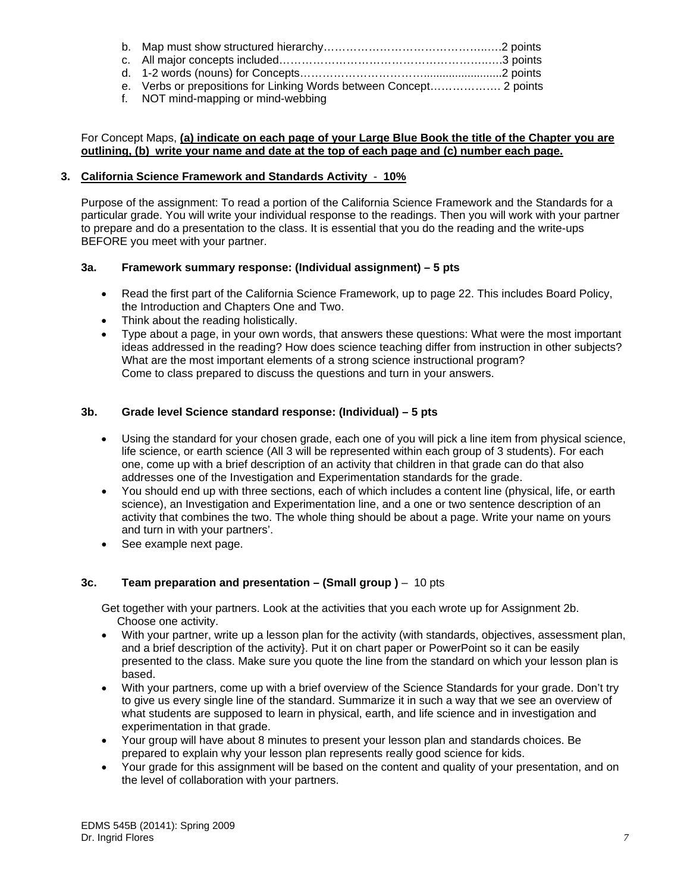b. Map must show structured hierarchy……………………………………..….2 points
c. All major concepts included……………………………………………….….3 points
d. 1-2 words (nouns) for Concepts………………………….........................2 points
e. Verbs or prepositions for Linking Words between Concept………………. 2 points
f. NOT mind-mapping or mind-webbing

For Concept Maps, **<u>(a) indicate on each page of your Large Blue Book the title of the Chapter you are outlining, (b) write your name and date at the top of each page and (c) number each page.</u>**

### 3. <u>California Science Framework and Standards Activity - 10%</u>

Purpose of the assignment: To read a portion of the California Science Framework and the Standards for a particular grade. You will write your individual response to the readings. Then you will work with your partner to prepare and do a presentation to the class. It is essential that you do the reading and the write-ups BEFORE you meet with your partner.

#### 3a. Framework summary response: (Individual assignment) – 5 pts

- Read the first part of the California Science Framework, up to page 22. This includes Board Policy, the Introduction and Chapters One and Two.
- Think about the reading holistically.
- Type about a page, in your own words, that answers these questions: What were the most important ideas addressed in the reading? How does science teaching differ from instruction in other subjects? What are the most important elements of a strong science instructional program? 
  Come to class prepared to discuss the questions and turn in your answers.

#### 3b. Grade level Science standard response: (Individual) – 5 pts

- Using the standard for your chosen grade, each one of you will pick a line item from physical science, life science, or earth science (All 3 will be represented within each group of 3 students). For each one, come up with a brief description of an activity that children in that grade can do that also addresses one of the Investigation and Experimentation standards for the grade.
- You should end up with three sections, each of which includes a content line (physical, life, or earth science), an Investigation and Experimentation line, and a one or two sentence description of an activity that combines the two. The whole thing should be about a page. Write your name on yours and turn in with your partners'.
- See example next page.

#### 3c. Team preparation and presentation – (Small group ) – 10 pts

Get together with your partners. Look at the activities that you each wrote up for Assignment 2b. Choose one activity.

- With your partner, write up a lesson plan for the activity (with standards, objectives, assessment plan, and a brief description of the activity}. Put it on chart paper or PowerPoint so it can be easily presented to the class. Make sure you quote the line from the standard on which your lesson plan is based.
- With your partners, come up with a brief overview of the Science Standards for your grade. Don't try to give us every single line of the standard. Summarize it in such a way that we see an overview of what students are supposed to learn in physical, earth, and life science and in investigation and experimentation in that grade.
- Your group will have about 8 minutes to present your lesson plan and standards choices. Be prepared to explain why your lesson plan represents really good science for kids.
- Your grade for this assignment will be based on the content and quality of your presentation, and on the level of collaboration with your partners.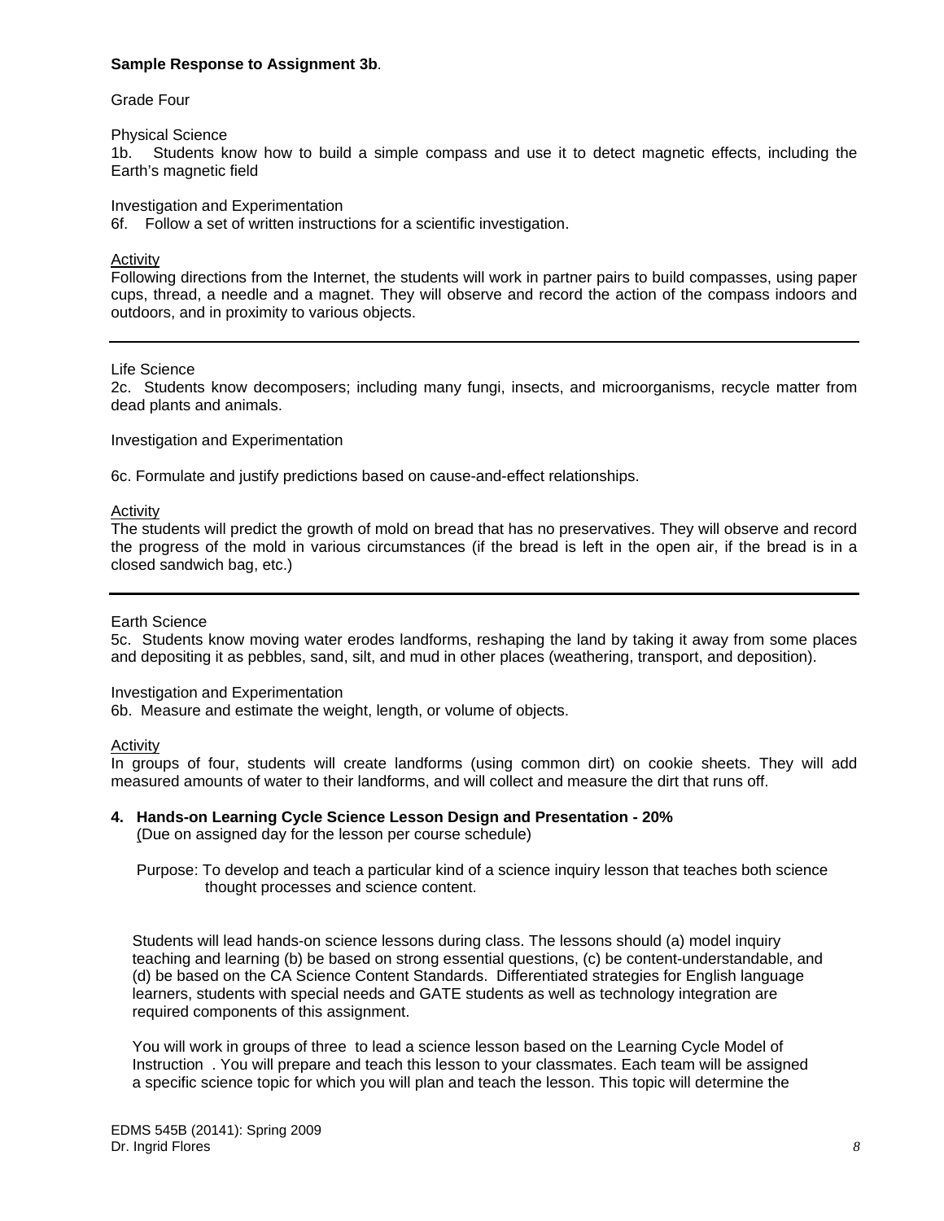**Sample Response to Assignment 3b**.

Grade Four

Physical Science
1b. Students know how to build a simple compass and use it to detect magnetic effects, including the Earth's magnetic field

Investigation and Experimentation
6f. Follow a set of written instructions for a scientific investigation.

<u>Activity</u>
Following directions from the Internet, the students will work in partner pairs to build compasses, using paper cups, thread, a needle and a magnet. They will observe and record the action of the compass indoors and outdoors, and in proximity to various objects.

---

Life Science
2c. Students know decomposers; including many fungi, insects, and microorganisms, recycle matter from dead plants and animals.

Investigation and Experimentation

6c. Formulate and justify predictions based on cause-and-effect relationships.

<u>Activity</u>
The students will predict the growth of mold on bread that has no preservatives. They will observe and record the progress of the mold in various circumstances (if the bread is left in the open air, if the bread is in a closed sandwich bag, etc.)

---

Earth Science
5c. Students know moving water erodes landforms, reshaping the land by taking it away from some places and depositing it as pebbles, sand, silt, and mud in other places (weathering, transport, and deposition).

Investigation and Experimentation
6b. Measure and estimate the weight, length, or volume of objects.

<u>Activity</u>
In groups of four, students will create landforms (using common dirt) on cookie sheets. They will add measured amounts of water to their landforms, and will collect and measure the dirt that runs off.

**4. Hands-on Learning Cycle Science Lesson Design and Presentation - 20%**
(Due on assigned day for the lesson per course schedule)

Purpose: To develop and teach a particular kind of a science inquiry lesson that teaches both science thought processes and science content.

Students will lead hands-on science lessons during class. The lessons should (a) model inquiry teaching and learning (b) be based on strong essential questions, (c) be content-understandable, and (d) be based on the CA Science Content Standards. Differentiated strategies for English language learners, students with special needs and GATE students as well as technology integration are required components of this assignment.

You will work in groups of three to lead a science lesson based on the Learning Cycle Model of Instruction . You will prepare and teach this lesson to your classmates. Each team will be assigned a specific science topic for which you will plan and teach the lesson. This topic will determine the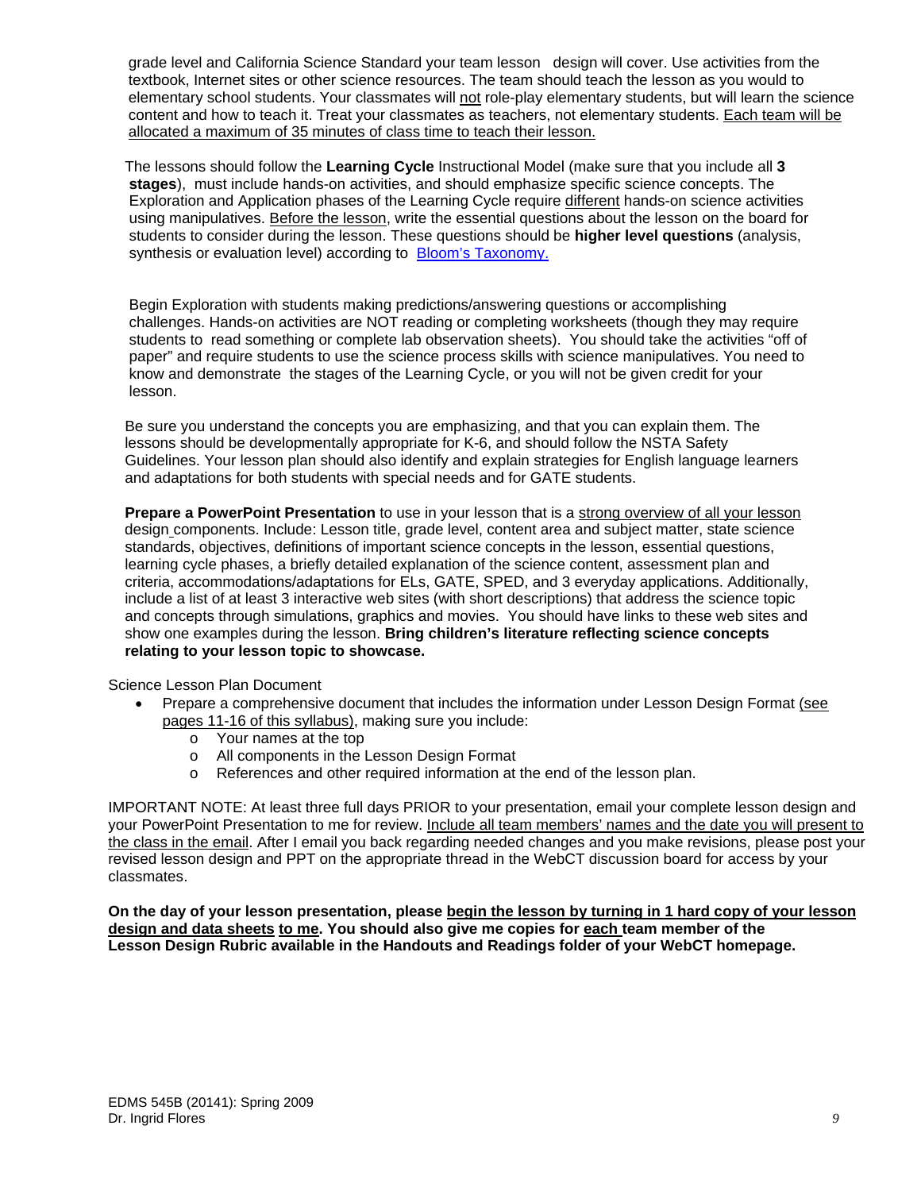grade level and California Science Standard your team lesson design will cover. Use activities from the textbook, Internet sites or other science resources. The team should teach the lesson as you would to elementary school students. Your classmates will not role-play elementary students, but will learn the science content and how to teach it. Treat your classmates as teachers, not elementary students. Each team will be allocated a maximum of 35 minutes of class time to teach their lesson.

The lessons should follow the **Learning Cycle** Instructional Model (make sure that you include all **3 stages**), must include hands-on activities, and should emphasize specific science concepts. The Exploration and Application phases of the Learning Cycle require different hands-on science activities using manipulatives. Before the lesson, write the essential questions about the lesson on the board for students to consider during the lesson. These questions should be **higher level questions** (analysis, synthesis or evaluation level) according to Bloom's Taxonomy.

Begin Exploration with students making predictions/answering questions or accomplishing challenges. Hands-on activities are NOT reading or completing worksheets (though they may require students to read something or complete lab observation sheets). You should take the activities "off of paper" and require students to use the science process skills with science manipulatives. You need to know and demonstrate the stages of the Learning Cycle, or you will not be given credit for your lesson.

Be sure you understand the concepts you are emphasizing, and that you can explain them. The lessons should be developmentally appropriate for K-6, and should follow the NSTA Safety Guidelines. Your lesson plan should also identify and explain strategies for English language learners and adaptations for both students with special needs and for GATE students.

**Prepare a PowerPoint Presentation** to use in your lesson that is a strong overview of all your lesson design components. Include: Lesson title, grade level, content area and subject matter, state science standards, objectives, definitions of important science concepts in the lesson, essential questions, learning cycle phases, a briefly detailed explanation of the science content, assessment plan and criteria, accommodations/adaptations for ELs, GATE, SPED, and 3 everyday applications. Additionally, include a list of at least 3 interactive web sites (with short descriptions) that address the science topic and concepts through simulations, graphics and movies. You should have links to these web sites and show one examples during the lesson. **Bring children's literature reflecting science concepts relating to your lesson topic to showcase.**

Science Lesson Plan Document

- Prepare a comprehensive document that includes the information under Lesson Design Format (see pages 11-16 of this syllabus), making sure you include:
  - Your names at the top
  - All components in the Lesson Design Format
  - References and other required information at the end of the lesson plan.

IMPORTANT NOTE: At least three full days PRIOR to your presentation, email your complete lesson design and your PowerPoint Presentation to me for review. Include all team members' names and the date you will present to the class in the email. After I email you back regarding needed changes and you make revisions, please post your revised lesson design and PPT on the appropriate thread in the WebCT discussion board for access by your classmates.

**On the day of your lesson presentation, please begin the lesson by turning in 1 hard copy of your lesson design and data sheets to me. You should also give me copies for each team member of the Lesson Design Rubric available in the Handouts and Readings folder of your WebCT homepage.**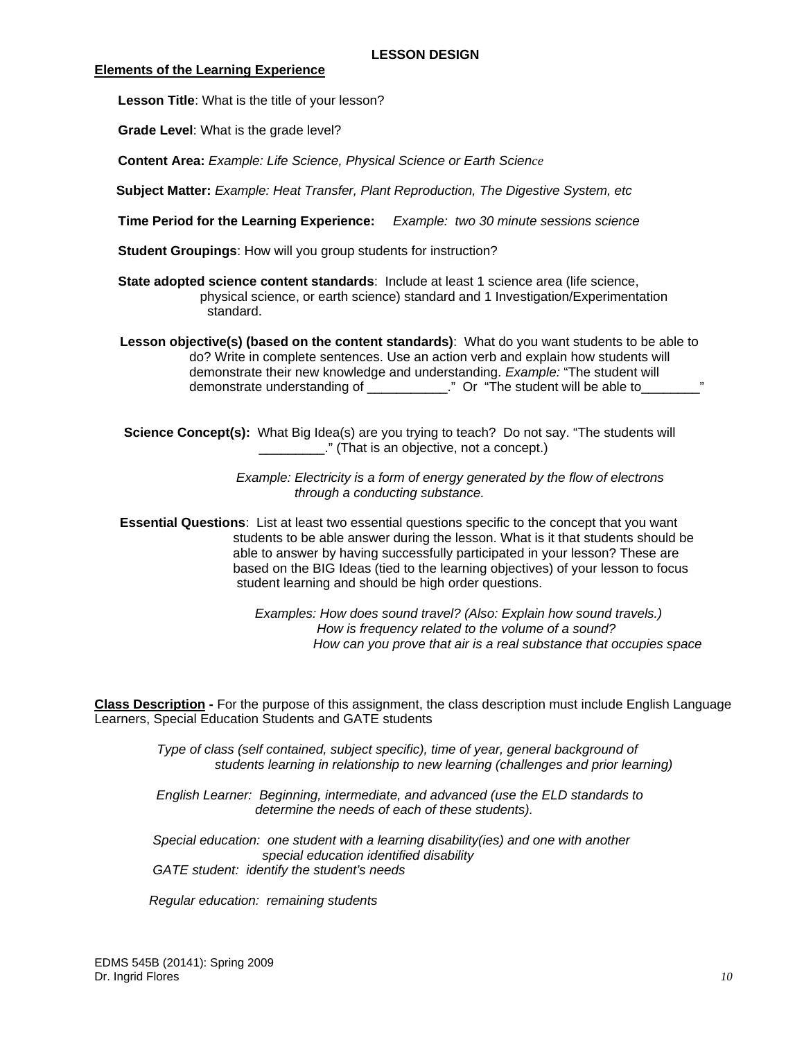# LESSON DESIGN

**Elements of the Learning Experience**

**Lesson Title**: What is the title of your lesson?

**Grade Level**: What is the grade level?

**Content Area:** *Example: Life Science, Physical Science or Earth Science*

**Subject Matter:** *Example: Heat Transfer, Plant Reproduction, The Digestive System, etc*

**Time Period for the Learning Experience:** *Example: two 30 minute sessions science*

**Student Groupings**: How will you group students for instruction?

**State adopted science content standards**: Include at least 1 science area (life science, physical science, or earth science) standard and 1 Investigation/Experimentation standard.

**Lesson objective(s) (based on the content standards)**: What do you want students to be able to do? Write in complete sentences. Use an action verb and explain how students will demonstrate their new knowledge and understanding. *Example:* "The student will demonstrate understanding of ___________." Or "The student will be able to________"

**Science Concept(s):** What Big Idea(s) are you trying to teach? Do not say. "The students will _________." (That is an objective, not a concept.)

*Example: Electricity is a form of energy generated by the flow of electrons through a conducting substance.*

**Essential Questions**: List at least two essential questions specific to the concept that you want students to be able answer during the lesson. What is it that students should be able to answer by having successfully participated in your lesson? These are based on the BIG Ideas (tied to the learning objectives) of your lesson to focus student learning and should be high order questions.

*Examples: How does sound travel? (Also: Explain how sound travels.)*
*How is frequency related to the volume of a sound?*
*How can you prove that air is a real substance that occupies space*

**Class Description -** For the purpose of this assignment, the class description must include English Language Learners, Special Education Students and GATE students

*Type of class (self contained, subject specific), time of year, general background of students learning in relationship to new learning (challenges and prior learning)*

*English Learner: Beginning, intermediate, and advanced (use the ELD standards to determine the needs of each of these students).*

*Special education: one student with a learning disability(ies) and one with another special education identified disability*
*GATE student: identify the student's needs*

*Regular education: remaining students*

EDMS 545B (20141): Spring 2009
Dr. Ingrid Flores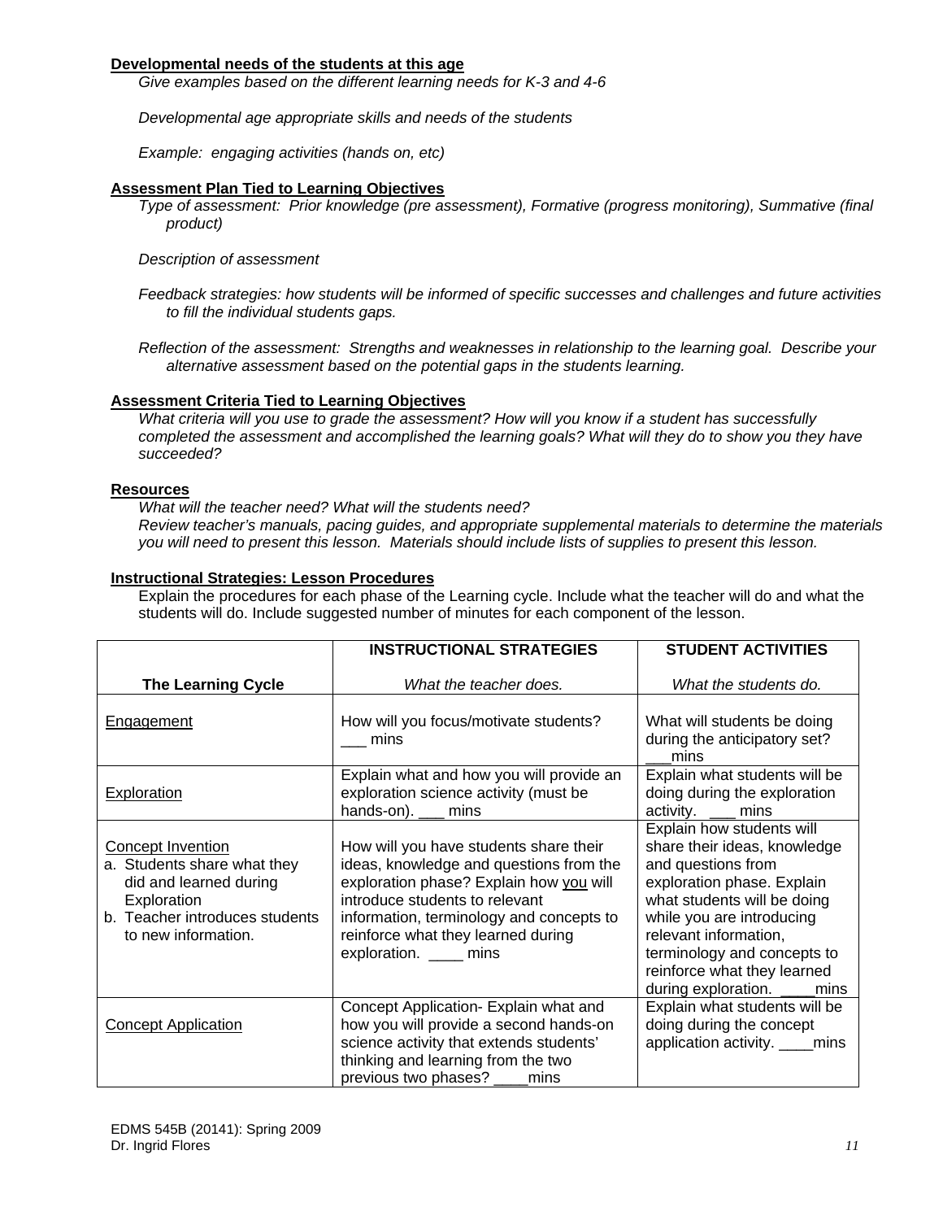**Developmental needs of the students at this age**

*Give examples based on the different learning needs for K-3 and 4-6*

*Developmental age appropriate skills and needs of the students*

*Example: engaging activities (hands on, etc)*

**Assessment Plan Tied to Learning Objectives**

*Type of assessment: Prior knowledge (pre assessment), Formative (progress monitoring), Summative (final product)*

*Description of assessment*

*Feedback strategies: how students will be informed of specific successes and challenges and future activities to fill the individual students gaps.*

*Reflection of the assessment: Strengths and weaknesses in relationship to the learning goal. Describe your alternative assessment based on the potential gaps in the students learning.*

**Assessment Criteria Tied to Learning Objectives**

*What criteria will you use to grade the assessment? How will you know if a student has successfully completed the assessment and accomplished the learning goals? What will they do to show you they have succeeded?*

**Resources**

*What will the teacher need? What will the students need?*
*Review teacher's manuals, pacing guides, and appropriate supplemental materials to determine the materials you will need to present this lesson. Materials should include lists of supplies to present this lesson.*

**Instructional Strategies: Lesson Procedures**

Explain the procedures for each phase of the Learning cycle. Include what the teacher will do and what the students will do. Include suggested number of minutes for each component of the lesson.

| The Learning Cycle | INSTRUCTIONAL STRATEGIES<br>*What the teacher does.* | STUDENT ACTIVITIES<br>*What the students do.* |
|---|---|---|
| Engagement | How will you focus/motivate students? ___ mins | What will students be doing during the anticipatory set? ___mins |
| Exploration | Explain what and how you will provide an exploration science activity (must be hands-on). ___ mins | Explain what students will be doing during the exploration activity. ___ mins |
| Concept Invention<br>a. Students share what they did and learned during Exploration<br>b. Teacher introduces students to new information. | How will you have students share their ideas, knowledge and questions from the exploration phase? Explain how you will introduce students to relevant information, terminology and concepts to reinforce what they learned during exploration. ____ mins | Explain how students will share their ideas, knowledge and questions from exploration phase. Explain what students will be doing while you are introducing relevant information, terminology and concepts to reinforce what they learned during exploration. ____mins |
| Concept Application | Concept Application- Explain what and how you will provide a second hands-on science activity that extends students' thinking and learning from the two previous two phases? ____mins | Explain what students will be doing during the concept application activity. ____mins |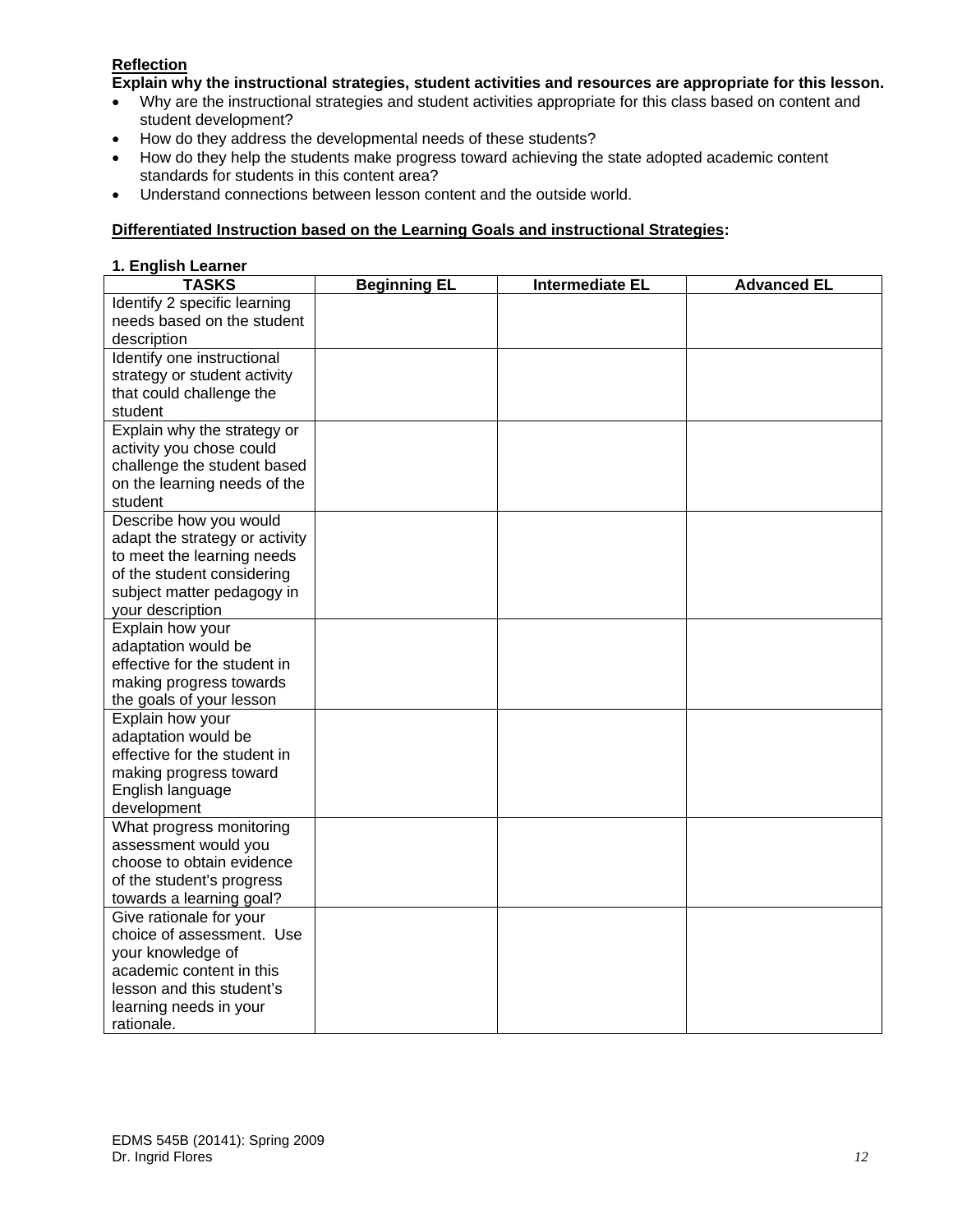**Reflection**

**Explain why the instructional strategies, student activities and resources are appropriate for this lesson.**

- Why are the instructional strategies and student activities appropriate for this class based on content and student development?
- How do they address the developmental needs of these students?
- How do they help the students make progress toward achieving the state adopted academic content standards for students in this content area?
- Understand connections between lesson content and the outside world.

**Differentiated Instruction based on the Learning Goals and instructional Strategies:**

**1. English Learner**

| TASKS | Beginning EL | Intermediate EL | Advanced EL |
|---|---|---|---|
| Identify 2 specific learning needs based on the student description | | | |
| Identify one instructional strategy or student activity that could challenge the student | | | |
| Explain why the strategy or activity you chose could challenge the student based on the learning needs of the student | | | |
| Describe how you would adapt the strategy or activity to meet the learning needs of the student considering subject matter pedagogy in your description | | | |
| Explain how your adaptation would be effective for the student in making progress towards the goals of your lesson | | | |
| Explain how your adaptation would be effective for the student in making progress toward English language development | | | |
| What progress monitoring assessment would you choose to obtain evidence of the student's progress towards a learning goal? | | | |
| Give rationale for your choice of assessment. Use your knowledge of academic content in this lesson and this student's learning needs in your rationale. | | | |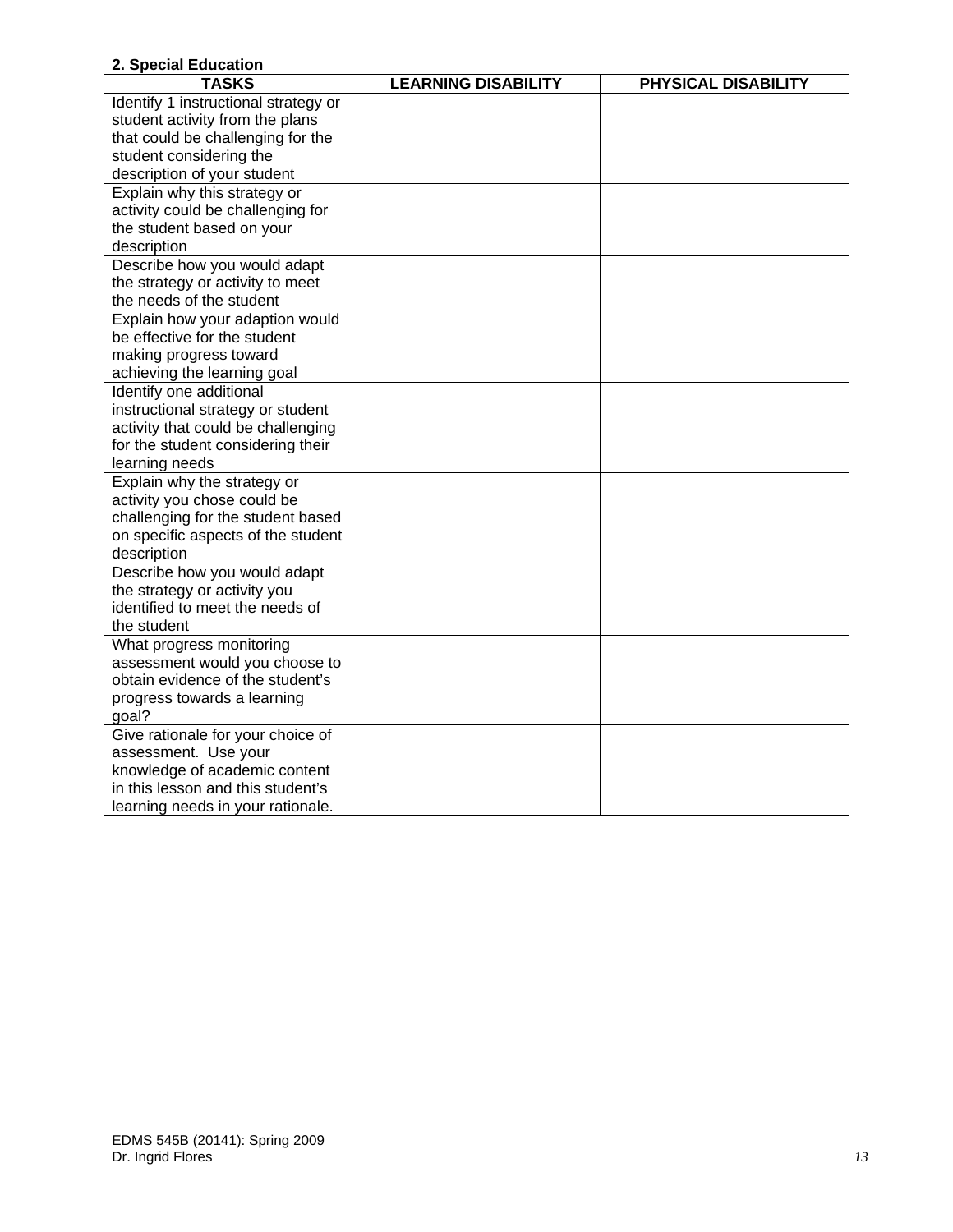**2. Special Education**

| TASKS | LEARNING DISABILITY | PHYSICAL DISABILITY |
| --- | --- | --- |
| Identify 1 instructional strategy or student activity from the plans that could be challenging for the student considering the description of your student | | |
| Explain why this strategy or activity could be challenging for the student based on your description | | |
| Describe how you would adapt the strategy or activity to meet the needs of the student | | |
| Explain how your adaption would be effective for the student making progress toward achieving the learning goal | | |
| Identify one additional instructional strategy or student activity that could be challenging for the student considering their learning needs | | |
| Explain why the strategy or activity you chose could be challenging for the student based on specific aspects of the student description | | |
| Describe how you would adapt the strategy or activity you identified to meet the needs of the student | | |
| What progress monitoring assessment would you choose to obtain evidence of the student's progress towards a learning goal? | | |
| Give rationale for your choice of assessment. Use your knowledge of academic content in this lesson and this student's learning needs in your rationale. | | |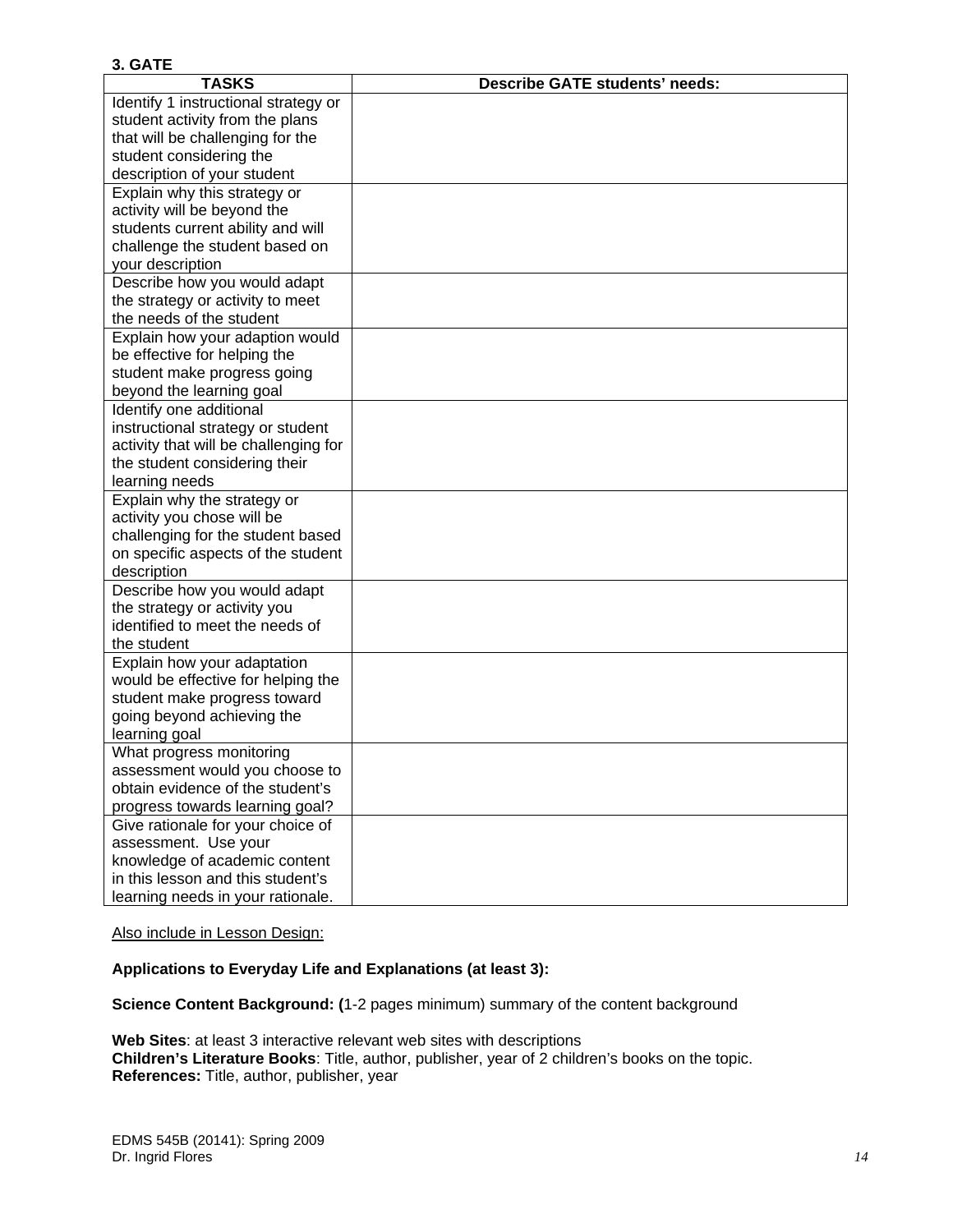**3. GATE**

| TASKS | Describe GATE students' needs: |
|---|---|
| Identify 1 instructional strategy or student activity from the plans that will be challenging for the student considering the description of your student | |
| Explain why this strategy or activity will be beyond the students current ability and will challenge the student based on your description | |
| Describe how you would adapt the strategy or activity to meet the needs of the student | |
| Explain how your adaption would be effective for helping the student make progress going beyond the learning goal | |
| Identify one additional instructional strategy or student activity that will be challenging for the student considering their learning needs | |
| Explain why the strategy or activity you chose will be challenging for the student based on specific aspects of the student description | |
| Describe how you would adapt the strategy or activity you identified to meet the needs of the student | |
| Explain how your adaptation would be effective for helping the student make progress toward going beyond achieving the learning goal | |
| What progress monitoring assessment would you choose to obtain evidence of the student's progress towards learning goal? | |
| Give rationale for your choice of assessment. Use your knowledge of academic content in this lesson and this student's learning needs in your rationale. | |

Also include in Lesson Design:

**Applications to Everyday Life and Explanations (at least 3):**

**Science Content Background: (**1-2 pages minimum) summary of the content background

**Web Sites**: at least 3 interactive relevant web sites with descriptions
**Children's Literature Books**: Title, author, publisher, year of 2 children's books on the topic.
**References:** Title, author, publisher, year

EDMS 545B (20141): Spring 2009
Dr. Ingrid Flores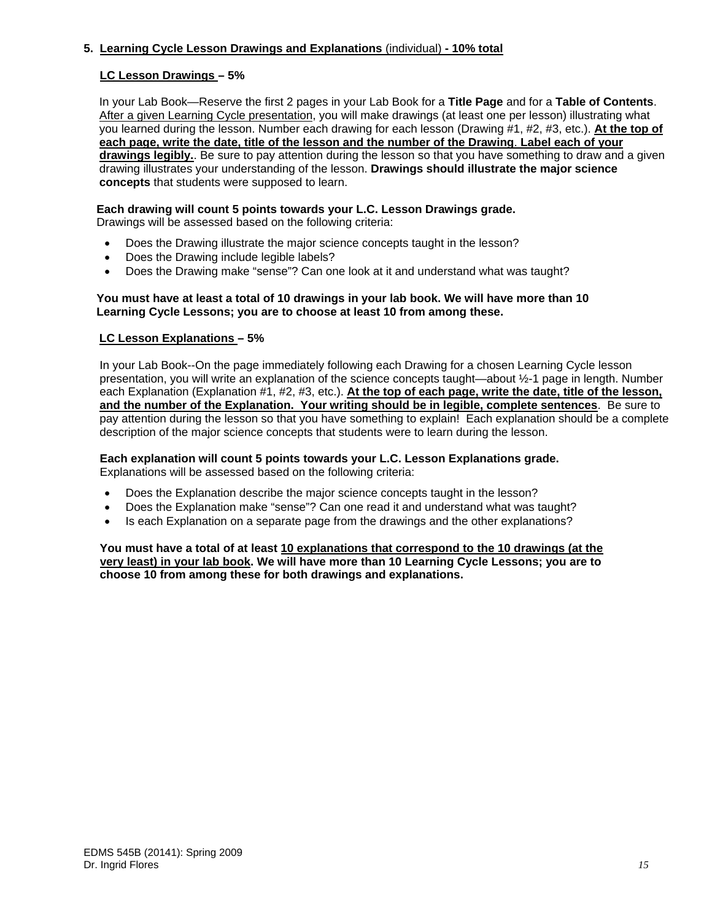### 5. Learning Cycle Lesson Drawings and Explanations (individual) - 10% total

**LC Lesson Drawings – 5%**

In your Lab Book—Reserve the first 2 pages in your Lab Book for a **Title Page** and for a **Table of Contents**. After a given Learning Cycle presentation, you will make drawings (at least one per lesson) illustrating what you learned during the lesson. Number each drawing for each lesson (Drawing #1, #2, #3, etc.). **At the top of each page, write the date, title of the lesson and the number of the Drawing**. **Label each of your drawings legibly.**. Be sure to pay attention during the lesson so that you have something to draw and a given drawing illustrates your understanding of the lesson. **Drawings should illustrate the major science concepts** that students were supposed to learn.

**Each drawing will count 5 points towards your L.C. Lesson Drawings grade.**
Drawings will be assessed based on the following criteria:

- Does the Drawing illustrate the major science concepts taught in the lesson?
- Does the Drawing include legible labels?
- Does the Drawing make "sense"? Can one look at it and understand what was taught?

**You must have at least a total of 10 drawings in your lab book. We will have more than 10 Learning Cycle Lessons; you are to choose at least 10 from among these.**

**LC Lesson Explanations – 5%**

In your Lab Book--On the page immediately following each Drawing for a chosen Learning Cycle lesson presentation, you will write an explanation of the science concepts taught—about ½-1 page in length. Number each Explanation (Explanation #1, #2, #3, etc.). **At the top of each page, write the date, title of the lesson, and the number of the Explanation. Your writing should be in legible, complete sentences**. Be sure to pay attention during the lesson so that you have something to explain! Each explanation should be a complete description of the major science concepts that students were to learn during the lesson.

**Each explanation will count 5 points towards your L.C. Lesson Explanations grade.**
Explanations will be assessed based on the following criteria:

- Does the Explanation describe the major science concepts taught in the lesson?
- Does the Explanation make "sense"? Can one read it and understand what was taught?
- Is each Explanation on a separate page from the drawings and the other explanations?

**You must have a total of at least 10 explanations that correspond to the 10 drawings (at the very least) in your lab book. We will have more than 10 Learning Cycle Lessons; you are to choose 10 from among these for both drawings and explanations.**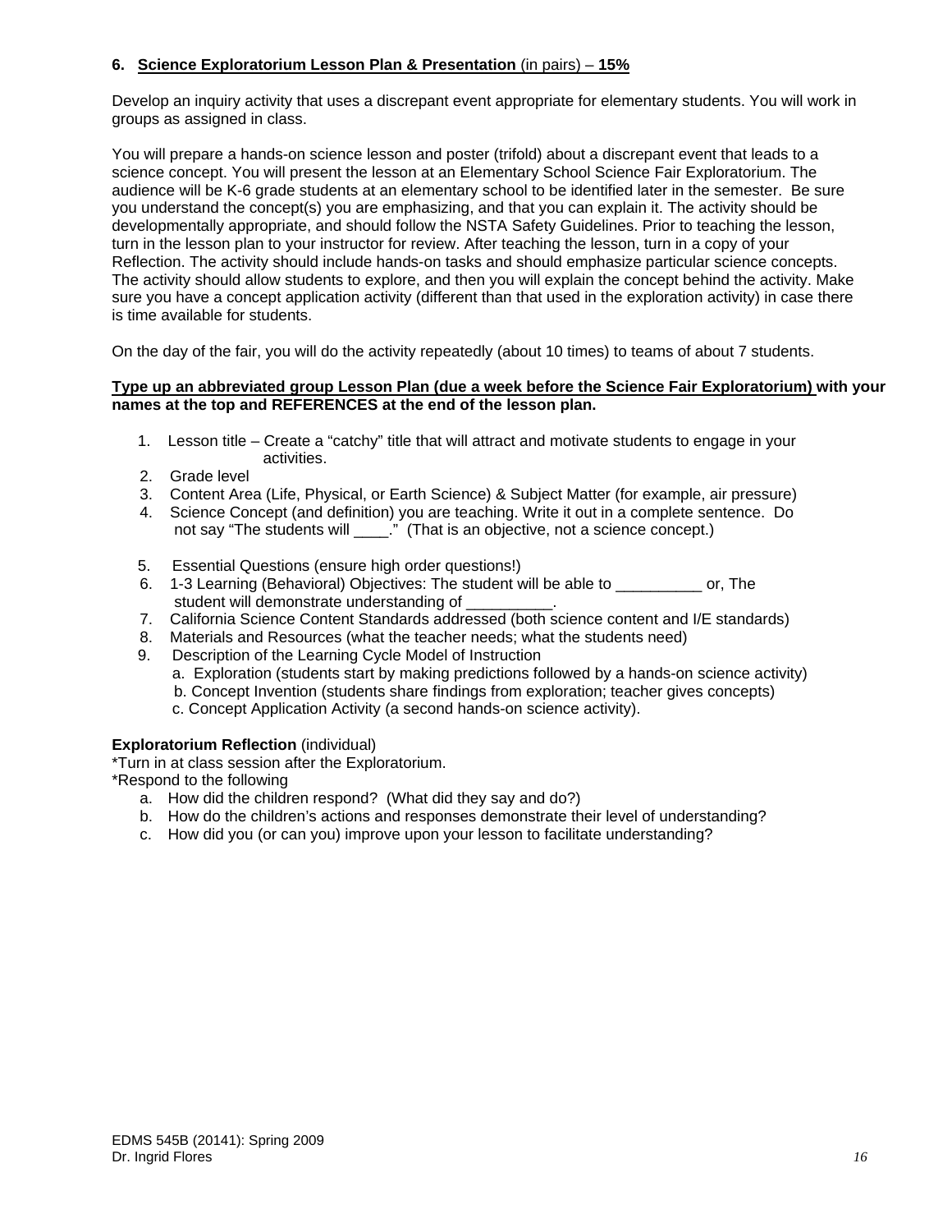**6. Science Exploratorium Lesson Plan & Presentation** (in pairs) – **15%**

Develop an inquiry activity that uses a discrepant event appropriate for elementary students. You will work in groups as assigned in class.

You will prepare a hands-on science lesson and poster (trifold) about a discrepant event that leads to a science concept. You will present the lesson at an Elementary School Science Fair Exploratorium. The audience will be K-6 grade students at an elementary school to be identified later in the semester. Be sure you understand the concept(s) you are emphasizing, and that you can explain it. The activity should be developmentally appropriate, and should follow the NSTA Safety Guidelines. Prior to teaching the lesson, turn in the lesson plan to your instructor for review. After teaching the lesson, turn in a copy of your Reflection. The activity should include hands-on tasks and should emphasize particular science concepts. The activity should allow students to explore, and then you will explain the concept behind the activity. Make sure you have a concept application activity (different than that used in the exploration activity) in case there is time available for students.

On the day of the fair, you will do the activity repeatedly (about 10 times) to teams of about 7 students.

**Type up an abbreviated group Lesson Plan (due a week before the Science Fair Exploratorium) with your names at the top and REFERENCES at the end of the lesson plan.**

1. Lesson title – Create a "catchy" title that will attract and motivate students to engage in your activities.
2. Grade level
3. Content Area (Life, Physical, or Earth Science) & Subject Matter (for example, air pressure)
4. Science Concept (and definition) you are teaching. Write it out in a complete sentence. Do not say "The students will ____." (That is an objective, not a science concept.)
5. Essential Questions (ensure high order questions!)
6. 1-3 Learning (Behavioral) Objectives: The student will be able to __________ or, The student will demonstrate understanding of __________.
7. California Science Content Standards addressed (both science content and I/E standards)
8. Materials and Resources (what the teacher needs; what the students need)
9. Description of the Learning Cycle Model of Instruction
   a. Exploration (students start by making predictions followed by a hands-on science activity)
   b. Concept Invention (students share findings from exploration; teacher gives concepts)
   c. Concept Application Activity (a second hands-on science activity).

**Exploratorium Reflection** (individual)

*Turn in at class session after the Exploratorium.
*Respond to the following

a. How did the children respond? (What did they say and do?)
b. How do the children's actions and responses demonstrate their level of understanding?
c. How did you (or can you) improve upon your lesson to facilitate understanding?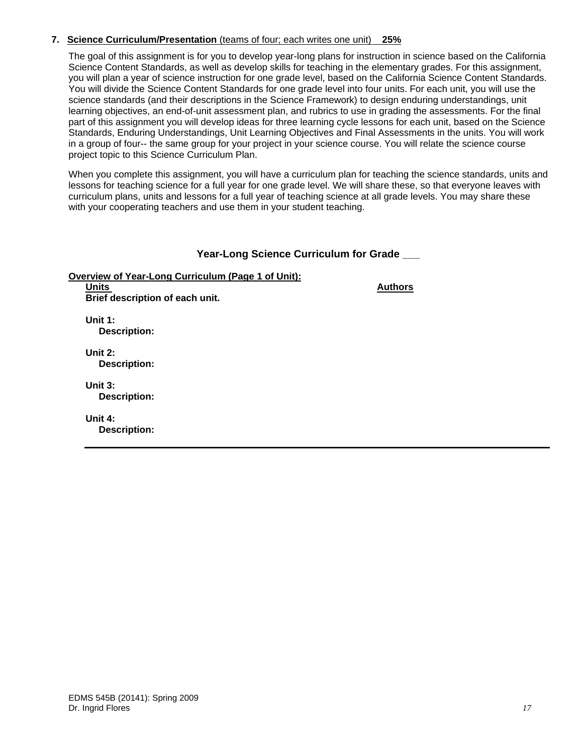**7. <u>Science Curriculum/Presentation</u>** <u>(teams of four; each writes one unit)</u> **<u>25%</u>**

The goal of this assignment is for you to develop year-long plans for instruction in science based on the California Science Content Standards, as well as develop skills for teaching in the elementary grades. For this assignment, you will plan a year of science instruction for one grade level, based on the California Science Content Standards. You will divide the Science Content Standards for one grade level into four units. For each unit, you will use the science standards (and their descriptions in the Science Framework) to design enduring understandings, unit learning objectives, an end-of-unit assessment plan, and rubrics to use in grading the assessments. For the final part of this assignment you will develop ideas for three learning cycle lessons for each unit, based on the Science Standards, Enduring Understandings, Unit Learning Objectives and Final Assessments in the units. You will work in a group of four-- the same group for your project in your science course. You will relate the science course project topic to this Science Curriculum Plan.

When you complete this assignment, you will have a curriculum plan for teaching the science standards, units and lessons for teaching science for a full year for one grade level. We will share these, so that everyone leaves with curriculum plans, units and lessons for a full year of teaching science at all grade levels. You may share these with your cooperating teachers and use them in your student teaching.

## Year-Long Science Curriculum for Grade ___

**<u>Overview of Year-Long Curriculum (Page 1 of Unit):</u>**

**<u>Units</u>** **<u>Authors</u>**

**Brief description of each unit.**

**Unit 1:**

**Description:**

**Unit 2:**

**Description:**

**Unit 3:**

**Description:**

**Unit 4:**

**Description:**

---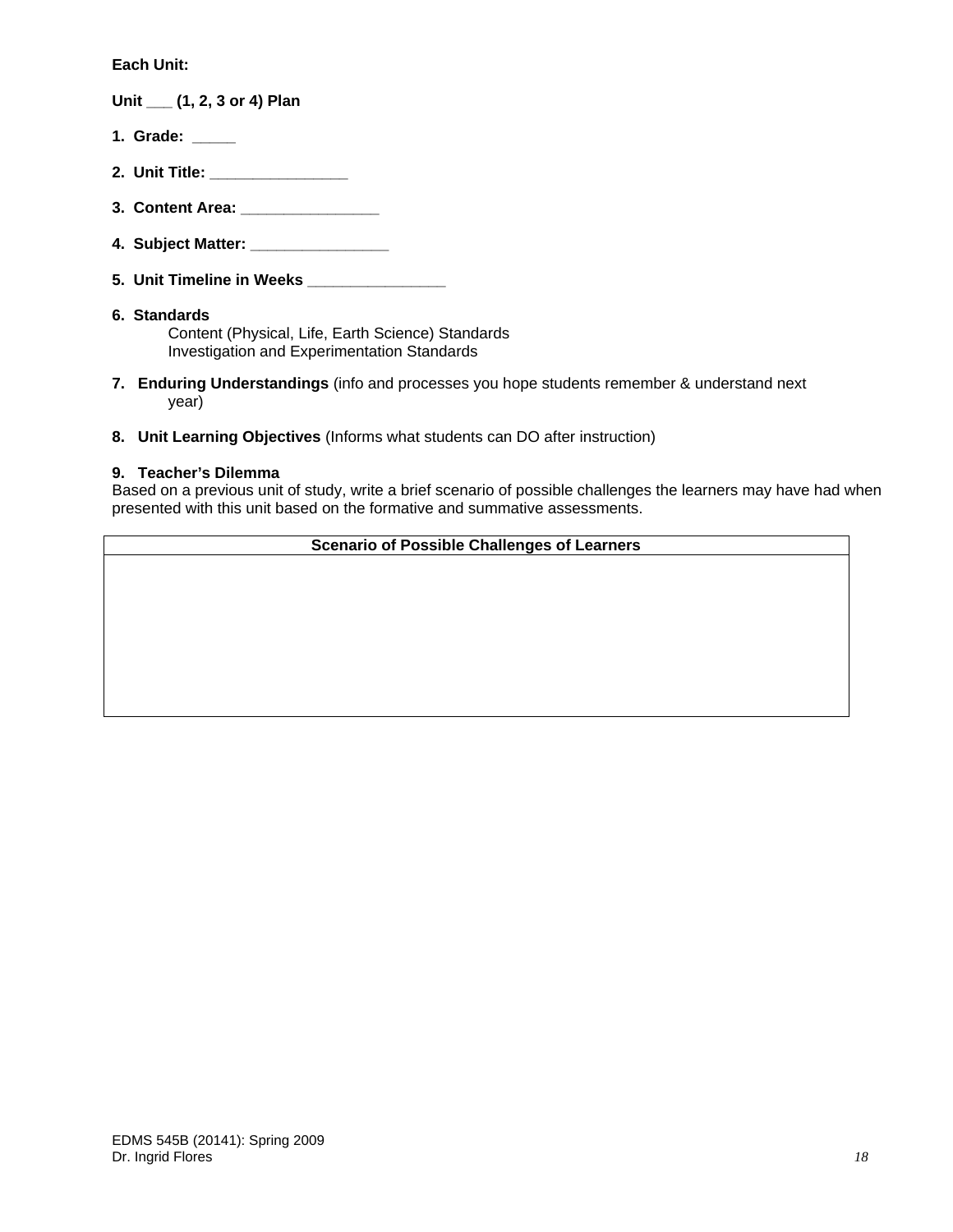**Each Unit:**

**Unit ___ (1, 2, 3 or 4) Plan**

**1. Grade: _____**

**2. Unit Title: ________________**

**3. Content Area: ________________**

**4. Subject Matter: ________________**

**5. Unit Timeline in Weeks ________________**

**6. Standards**

Content (Physical, Life, Earth Science) Standards
Investigation and Experimentation Standards

**7. Enduring Understandings** (info and processes you hope students remember & understand next year)

**8. Unit Learning Objectives** (Informs what students can DO after instruction)

**9. Teacher's Dilemma**

Based on a previous unit of study, write a brief scenario of possible challenges the learners may have had when presented with this unit based on the formative and summative assessments.

| Scenario of Possible Challenges of Learners |
| --- |
| |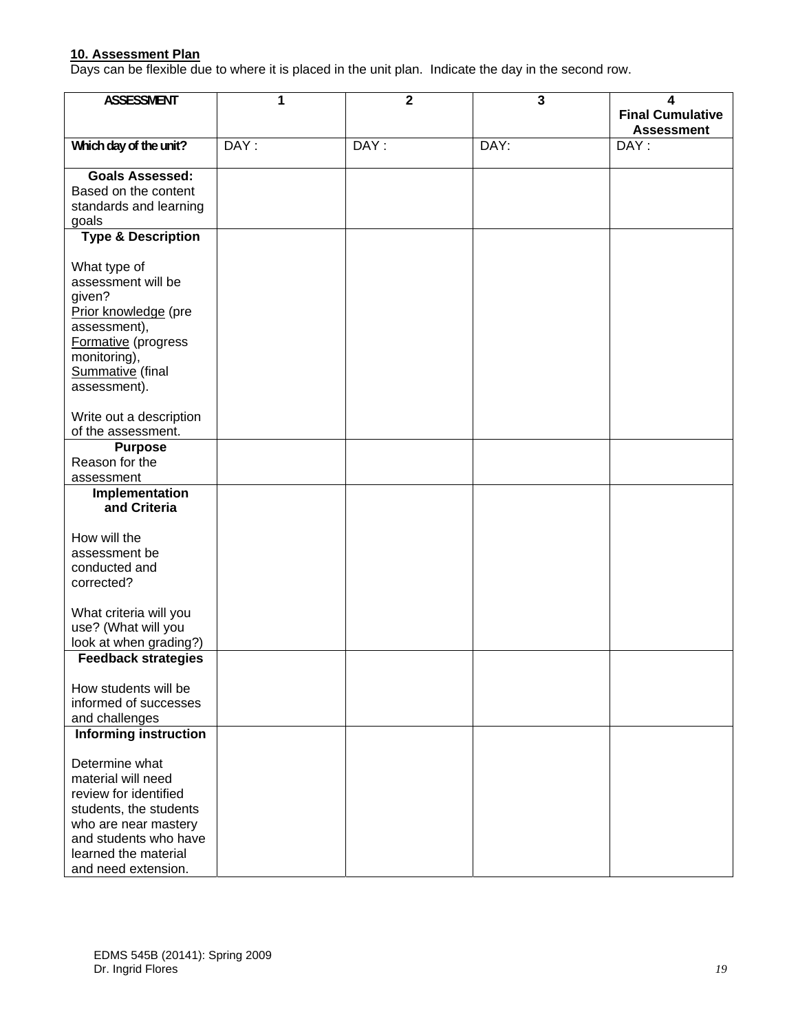**10. Assessment Plan**

Days can be flexible due to where it is placed in the unit plan. Indicate the day in the second row.

| ASSESSMENT | 1 | 2 | 3 | 4 Final Cumulative Assessment |
|---|---|---|---|---|
| **Which day of the unit?** | DAY : | DAY : | DAY: | DAY : |
| **Goals Assessed:** Based on the content standards and learning goals | | | | |
| **Type & Description** What type of assessment will be given? Prior knowledge (pre assessment), Formative (progress monitoring), Summative (final assessment). Write out a description of the assessment. | | | | |
| **Purpose** Reason for the assessment | | | | |
| **Implementation and Criteria** How will the assessment be conducted and corrected? What criteria will you use? (What will you look at when grading?) | | | | |
| **Feedback strategies** How students will be informed of successes and challenges | | | | |
| **Informing instruction** Determine what material will need review for identified students, the students who are near mastery and students who have learned the material and need extension. | | | | |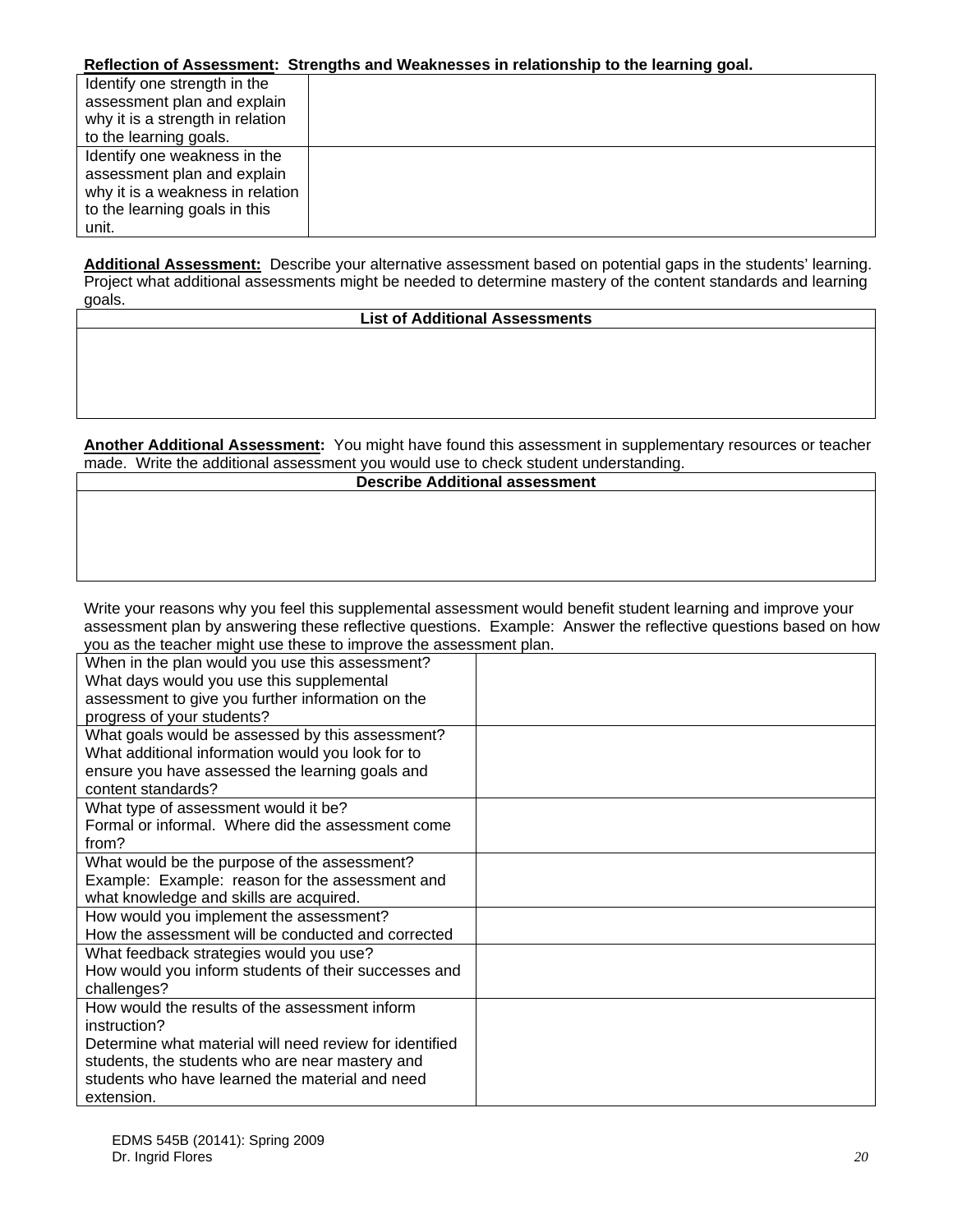**Reflection of Assessment: Strengths and Weaknesses in relationship to the learning goal.**

| | |
|---|---|
| Identify one strength in the assessment plan and explain why it is a strength in relation to the learning goals. | |
| Identify one weakness in the assessment plan and explain why it is a weakness in relation to the learning goals in this unit. | |

**Additional Assessment:** Describe your alternative assessment based on potential gaps in the students' learning. Project what additional assessments might be needed to determine mastery of the content standards and learning goals.

| List of Additional Assessments |
|---|
| |

**Another Additional Assessment:** You might have found this assessment in supplementary resources or teacher made. Write the additional assessment you would use to check student understanding.

| Describe Additional assessment |
|---|
| |

Write your reasons why you feel this supplemental assessment would benefit student learning and improve your assessment plan by answering these reflective questions. Example: Answer the reflective questions based on how you as the teacher might use these to improve the assessment plan.

| | |
|---|---|
| When in the plan would you use this assessment? What days would you use this supplemental assessment to give you further information on the progress of your students? | |
| What goals would be assessed by this assessment? What additional information would you look for to ensure you have assessed the learning goals and content standards? | |
| What type of assessment would it be? Formal or informal. Where did the assessment come from? | |
| What would be the purpose of the assessment? Example: Example: reason for the assessment and what knowledge and skills are acquired. | |
| How would you implement the assessment? How the assessment will be conducted and corrected | |
| What feedback strategies would you use? How would you inform students of their successes and challenges? | |
| How would the results of the assessment inform instruction? Determine what material will need review for identified students, the students who are near mastery and students who have learned the material and need extension. | |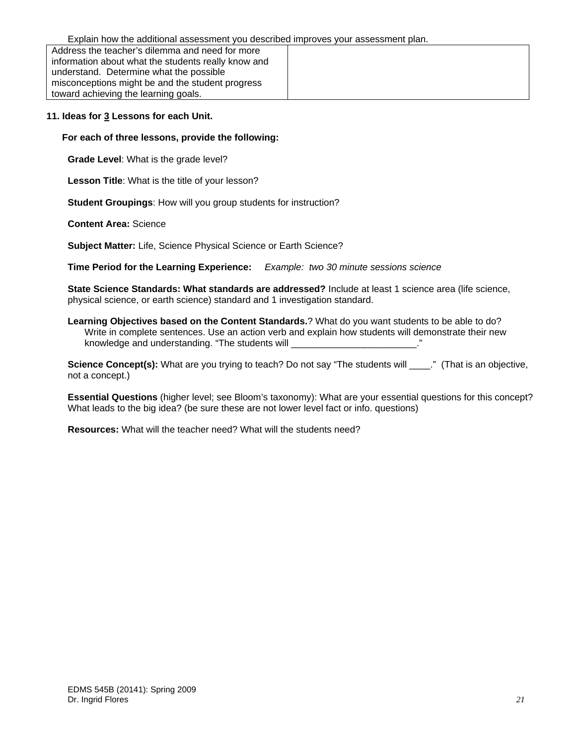Explain how the additional assessment you described improves your assessment plan.

| | |
|---|---|
| Address the teacher's dilemma and need for more information about what the students really know and understand. Determine what the possible misconceptions might be and the student progress toward achieving the learning goals. | |

**11. Ideas for 3 Lessons for each Unit.**

**For each of three lessons, provide the following:**

**Grade Level**: What is the grade level?

**Lesson Title**: What is the title of your lesson?

**Student Groupings**: How will you group students for instruction?

**Content Area:** Science

**Subject Matter:** Life, Science Physical Science or Earth Science?

**Time Period for the Learning Experience:** *Example: two 30 minute sessions science*

**State Science Standards: What standards are addressed?** Include at least 1 science area (life science, physical science, or earth science) standard and 1 investigation standard.

**Learning Objectives based on the Content Standards.**? What do you want students to be able to do? Write in complete sentences. Use an action verb and explain how students will demonstrate their new knowledge and understanding. "The students will ________________________."

**Science Concept(s):** What are you trying to teach? Do not say "The students will ____." (That is an objective, not a concept.)

**Essential Questions** (higher level; see Bloom's taxonomy): What are your essential questions for this concept? What leads to the big idea? (be sure these are not lower level fact or info. questions)

**Resources:** What will the teacher need? What will the students need?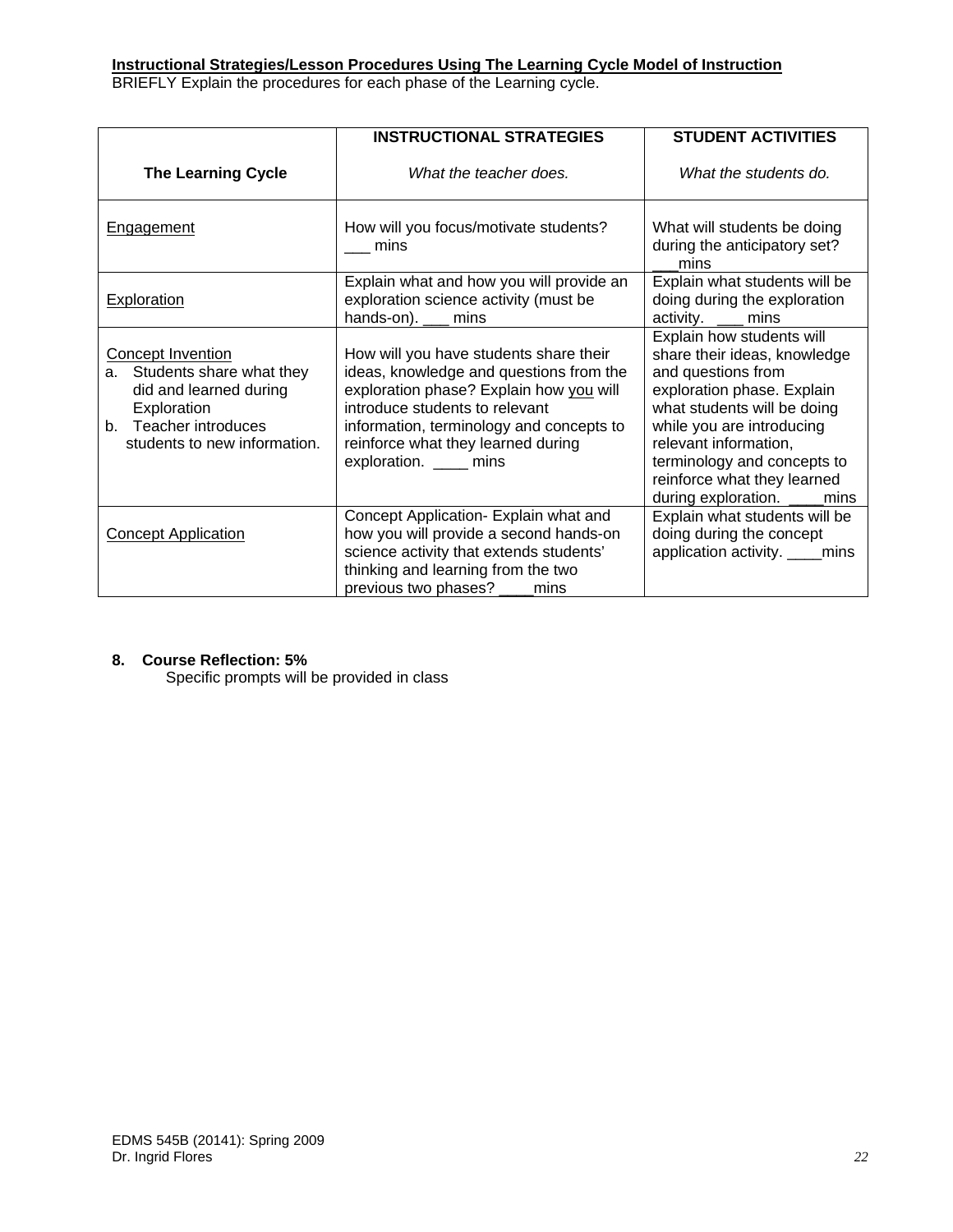**Instructional Strategies/Lesson Procedures Using The Learning Cycle Model of Instruction**

BRIEFLY Explain the procedures for each phase of the Learning cycle.

| The Learning Cycle | **INSTRUCTIONAL STRATEGIES** *What the teacher does.* | **STUDENT ACTIVITIES** *What the students do.* |
|---|---|---|
| Engagement | How will you focus/motivate students? ___ mins | What will students be doing during the anticipatory set? ___mins |
| Exploration | Explain what and how you will provide an exploration science activity (must be hands-on). ___ mins | Explain what students will be doing during the exploration activity. ___ mins |
| Concept Invention<br>a. Students share what they did and learned during Exploration<br>b. Teacher introduces students to new information. | How will you have students share their ideas, knowledge and questions from the exploration phase? Explain how you will introduce students to relevant information, terminology and concepts to reinforce what they learned during exploration. ____ mins | Explain how students will share their ideas, knowledge and questions from exploration phase. Explain what students will be doing while you are introducing relevant information, terminology and concepts to reinforce what they learned during exploration. ____mins |
| Concept Application | Concept Application- Explain what and how you will provide a second hands-on science activity that extends students' thinking and learning from the two previous two phases? ____mins | Explain what students will be doing during the concept application activity. ____mins |

**8. Course Reflection: 5%**

Specific prompts will be provided in class

EDMS 545B (20141): Spring 2009
Dr. Ingrid Flores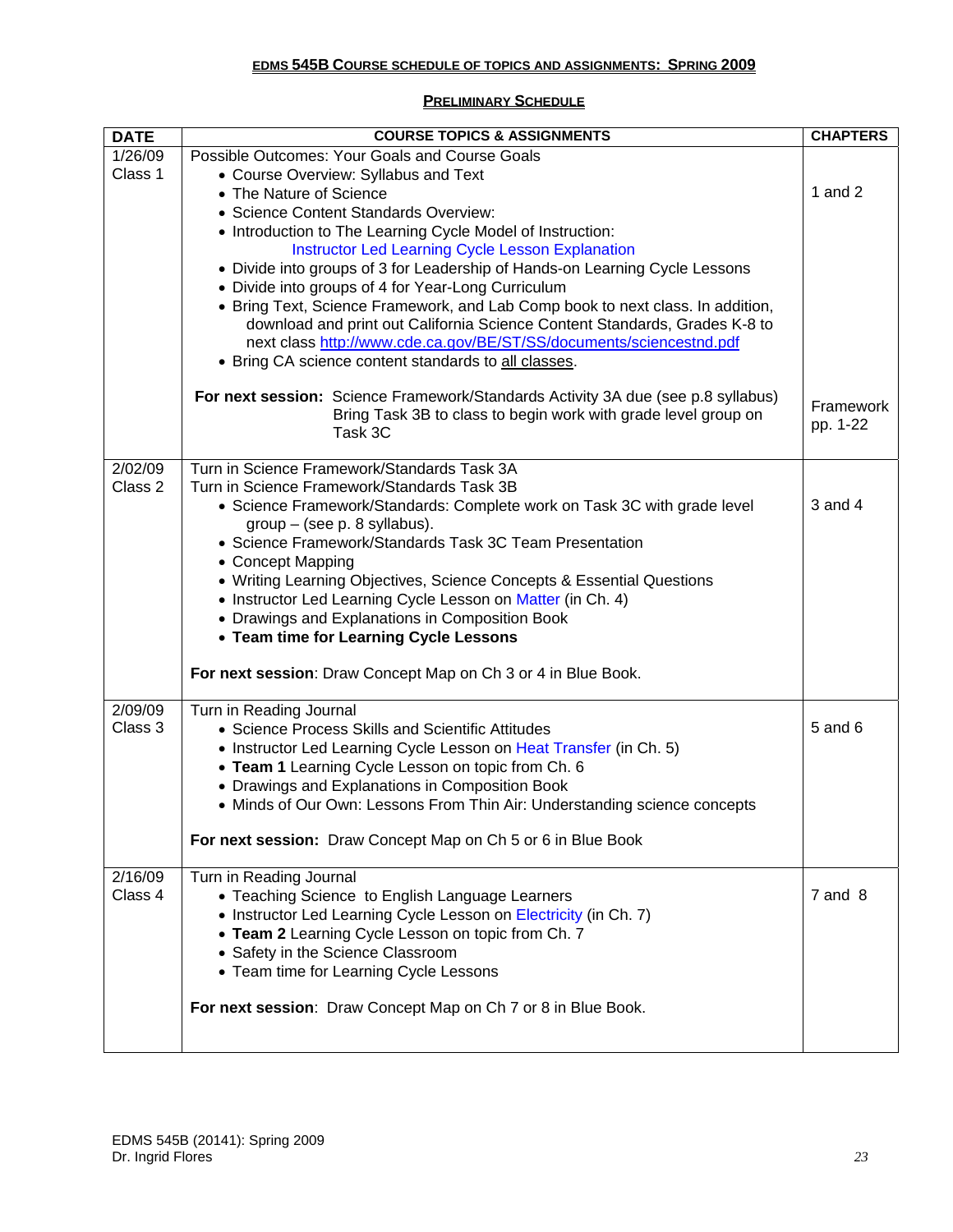## EDMS 545B COURSE SCHEDULE OF TOPICS AND ASSIGNMENTS: SPRING 2009

### PRELIMINARY SCHEDULE

| DATE | COURSE TOPICS & ASSIGNMENTS | CHAPTERS |
|---|---|---|
| 1/26/09 Class 1 | Possible Outcomes: Your Goals and Course Goals<br>• Course Overview: Syllabus and Text<br>• The Nature of Science<br>• Science Content Standards Overview:<br>• Introduction to The Learning Cycle Model of Instruction: Instructor Led Learning Cycle Lesson Explanation<br>• Divide into groups of 3 for Leadership of Hands-on Learning Cycle Lessons<br>• Divide into groups of 4 for Year-Long Curriculum<br>• Bring Text, Science Framework, and Lab Comp book to next class. In addition, download and print out California Science Content Standards, Grades K-8 to next class http://www.cde.ca.gov/BE/ST/SS/documents/sciencestnd.pdf<br>• Bring CA science content standards to all classes.<br><br>**For next session:** Science Framework/Standards Activity 3A due (see p.8 syllabus) Bring Task 3B to class to begin work with grade level group on Task 3C | 1 and 2<br><br>Framework pp. 1-22 |
| 2/02/09 Class 2 | Turn in Science Framework/Standards Task 3A<br>Turn in Science Framework/Standards Task 3B<br>• Science Framework/Standards: Complete work on Task 3C with grade level group – (see p. 8 syllabus).<br>• Science Framework/Standards Task 3C Team Presentation<br>• Concept Mapping<br>• Writing Learning Objectives, Science Concepts & Essential Questions<br>• Instructor Led Learning Cycle Lesson on Matter (in Ch. 4)<br>• Drawings and Explanations in Composition Book<br>• **Team time for Learning Cycle Lessons**<br><br>**For next session**: Draw Concept Map on Ch 3 or 4 in Blue Book. | 3 and 4 |
| 2/09/09 Class 3 | Turn in Reading Journal<br>• Science Process Skills and Scientific Attitudes<br>• Instructor Led Learning Cycle Lesson on Heat Transfer (in Ch. 5)<br>• **Team 1** Learning Cycle Lesson on topic from Ch. 6<br>• Drawings and Explanations in Composition Book<br>• Minds of Our Own: Lessons From Thin Air: Understanding science concepts<br><br>**For next session:** Draw Concept Map on Ch 5 or 6 in Blue Book | 5 and 6 |
| 2/16/09 Class 4 | Turn in Reading Journal<br>• Teaching Science to English Language Learners<br>• Instructor Led Learning Cycle Lesson on Electricity (in Ch. 7)<br>• **Team 2** Learning Cycle Lesson on topic from Ch. 7<br>• Safety in the Science Classroom<br>• Team time for Learning Cycle Lessons<br><br>**For next session**: Draw Concept Map on Ch 7 or 8 in Blue Book. | 7 and 8 |

EDMS 545B (20141): Spring 2009
Dr. Ingrid Flores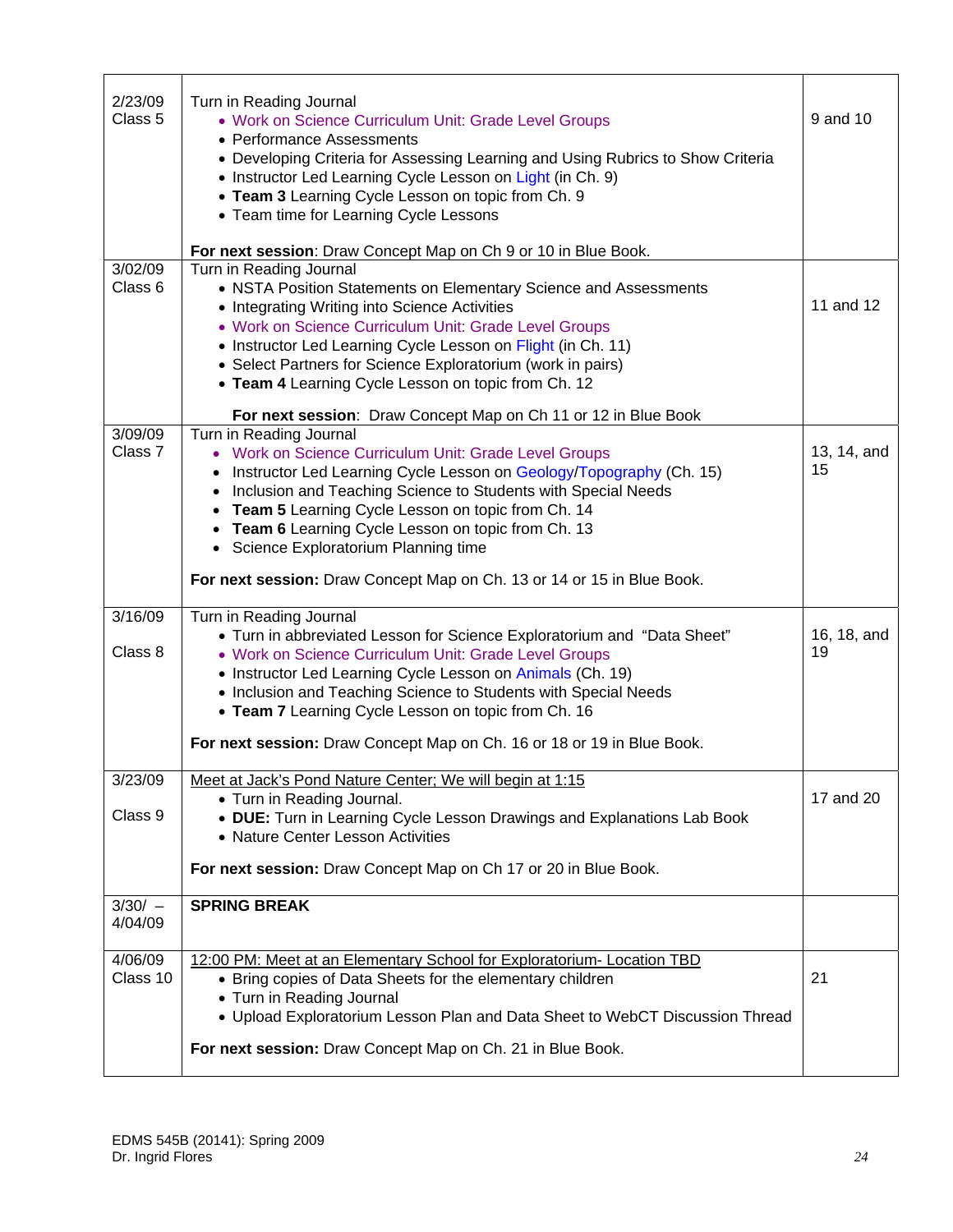| | | |
|---|---|---|
| 2/23/09<br>Class 5 | Turn in Reading Journal<br>• Work on Science Curriculum Unit: Grade Level Groups<br>• Performance Assessments<br>• Developing Criteria for Assessing Learning and Using Rubrics to Show Criteria<br>• Instructor Led Learning Cycle Lesson on Light (in Ch. 9)<br>• **Team 3** Learning Cycle Lesson on topic from Ch. 9<br>• Team time for Learning Cycle Lessons<br><br>**For next session**: Draw Concept Map on Ch 9 or 10 in Blue Book. | 9 and 10 |
| 3/02/09<br>Class 6 | Turn in Reading Journal<br>• NSTA Position Statements on Elementary Science and Assessments<br>• Integrating Writing into Science Activities<br>• Work on Science Curriculum Unit: Grade Level Groups<br>• Instructor Led Learning Cycle Lesson on Flight (in Ch. 11)<br>• Select Partners for Science Exploratorium (work in pairs)<br>• **Team 4** Learning Cycle Lesson on topic from Ch. 12<br><br>**For next session**: Draw Concept Map on Ch 11 or 12 in Blue Book | 11 and 12 |
| 3/09/09<br>Class 7 | Turn in Reading Journal<br>• Work on Science Curriculum Unit: Grade Level Groups<br>• Instructor Led Learning Cycle Lesson on Geology/Topography (Ch. 15)<br>• Inclusion and Teaching Science to Students with Special Needs<br>• **Team 5** Learning Cycle Lesson on topic from Ch. 14<br>• **Team 6** Learning Cycle Lesson on topic from Ch. 13<br>• Science Exploratorium Planning time<br><br>**For next session:** Draw Concept Map on Ch. 13 or 14 or 15 in Blue Book. | 13, 14, and 15 |
| 3/16/09<br><br>Class 8 | Turn in Reading Journal<br>• Turn in abbreviated Lesson for Science Exploratorium and "Data Sheet"<br>• Work on Science Curriculum Unit: Grade Level Groups<br>• Instructor Led Learning Cycle Lesson on Animals (Ch. 19)<br>• Inclusion and Teaching Science to Students with Special Needs<br>• **Team 7** Learning Cycle Lesson on topic from Ch. 16<br><br>**For next session:** Draw Concept Map on Ch. 16 or 18 or 19 in Blue Book. | 16, 18, and 19 |
| 3/23/09<br><br>Class 9 | Meet at Jack's Pond Nature Center; We will begin at 1:15<br>• Turn in Reading Journal.<br>• **DUE:** Turn in Learning Cycle Lesson Drawings and Explanations Lab Book<br>• Nature Center Lesson Activities<br><br>**For next session:** Draw Concept Map on Ch 17 or 20 in Blue Book. | 17 and 20 |
| 3/30/ –<br>4/04/09 | **SPRING BREAK** | |
| 4/06/09<br>Class 10 | 12:00 PM: Meet at an Elementary School for Exploratorium- Location TBD<br>• Bring copies of Data Sheets for the elementary children<br>• Turn in Reading Journal<br>• Upload Exploratorium Lesson Plan and Data Sheet to WebCT Discussion Thread<br><br>**For next session:** Draw Concept Map on Ch. 21 in Blue Book. | 21 |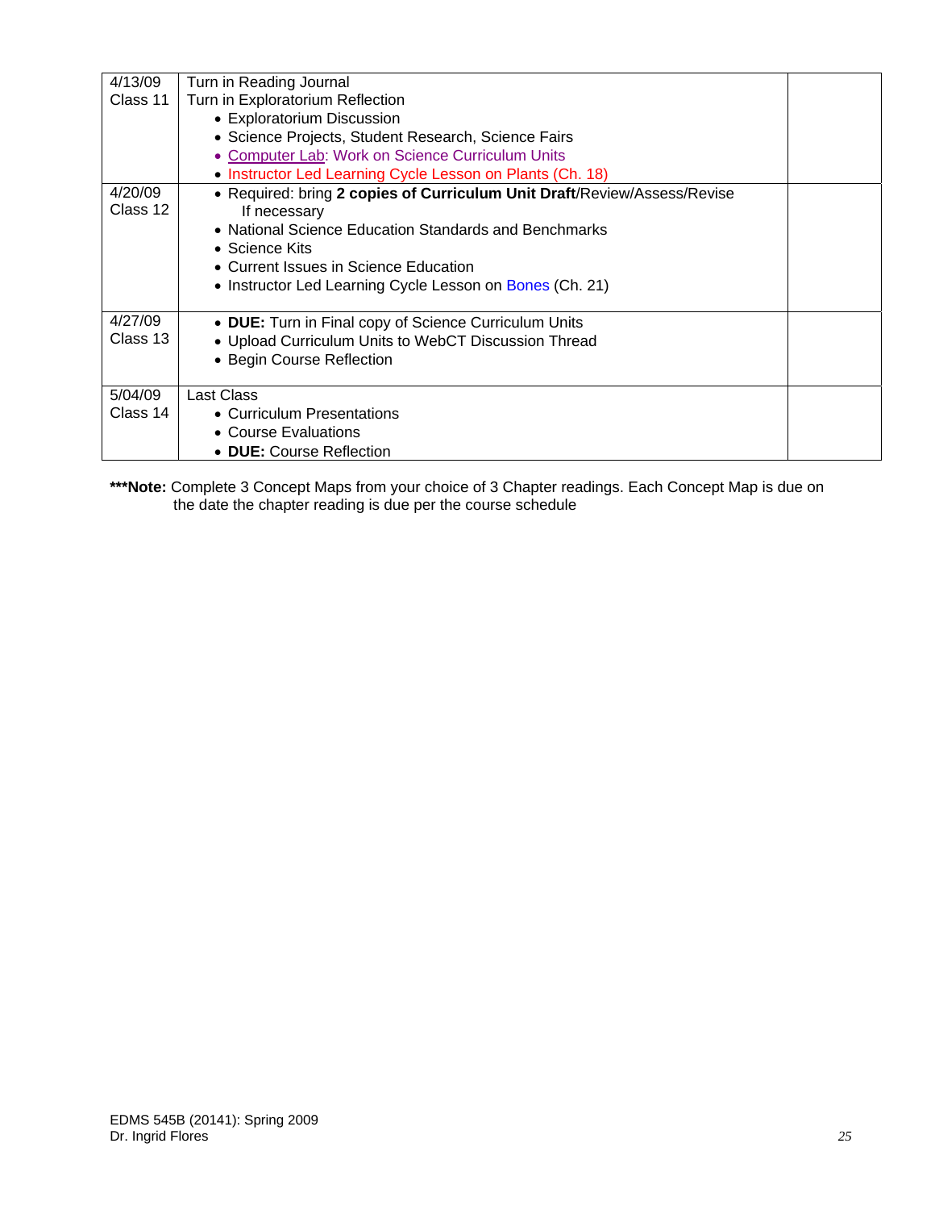| | | |
|---|---|---|
| 4/13/09<br>Class 11 | Turn in Reading Journal<br>Turn in Exploratorium Reflection<br>• Exploratorium Discussion<br>• Science Projects, Student Research, Science Fairs<br>• Computer Lab: Work on Science Curriculum Units<br>• Instructor Led Learning Cycle Lesson on Plants (Ch. 18) | |
| 4/20/09<br>Class 12 | • Required: bring **2 copies of Curriculum Unit Draft**/Review/Assess/Revise If necessary<br>• National Science Education Standards and Benchmarks<br>• Science Kits<br>• Current Issues in Science Education<br>• Instructor Led Learning Cycle Lesson on Bones (Ch. 21) | |
| 4/27/09<br>Class 13 | • **DUE:** Turn in Final copy of Science Curriculum Units<br>• Upload Curriculum Units to WebCT Discussion Thread<br>• Begin Course Reflection | |
| 5/04/09<br>Class 14 | Last Class<br>• Curriculum Presentations<br>• Course Evaluations<br>• **DUE:** Course Reflection | |

**\*\*\*Note:** Complete 3 Concept Maps from your choice of 3 Chapter readings. Each Concept Map is due on the date the chapter reading is due per the course schedule